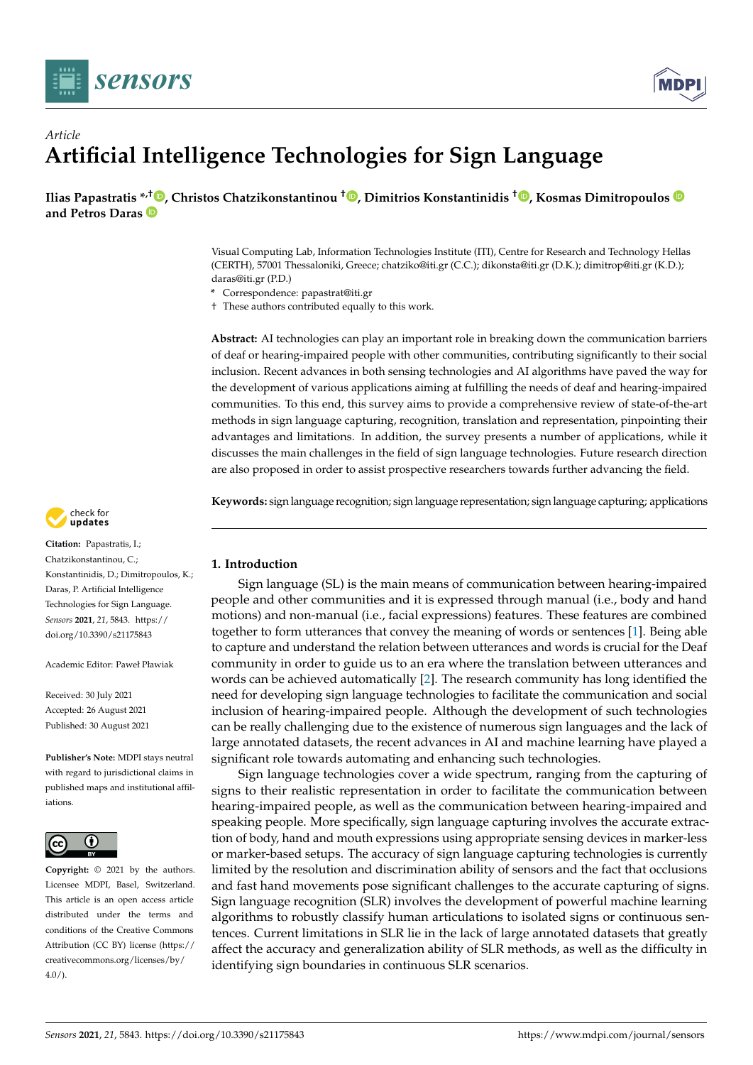*Article*

# Artificial Intelligence Technologies for Sign Language

**Ilias Papastratis *,†, Christos Chatzikonstantinou †, Dimitrios Konstantinidis †, Kosmas Dimitropoulos and Petros Daras**

Visual Computing Lab, Information Technologies Institute (ITI), Centre for Research and Technology Hellas (CERTH), 57001 Thessaloniki, Greece; chatziko@iti.gr (C.C.); dikonsta@iti.gr (D.K.); dimitrop@iti.gr (K.D.); daras@iti.gr (P.D.)

\* Correspondence: papastrat@iti.gr

† These authors contributed equally to this work.

**Abstract:** AI technologies can play an important role in breaking down the communication barriers of deaf or hearing-impaired people with other communities, contributing significantly to their social inclusion. Recent advances in both sensing technologies and AI algorithms have paved the way for the development of various applications aiming at fulfilling the needs of deaf and hearing-impaired communities. To this end, this survey aims to provide a comprehensive review of state-of-the-art methods in sign language capturing, recognition, translation and representation, pinpointing their advantages and limitations. In addition, the survey presents a number of applications, while it discusses the main challenges in the field of sign language technologies. Future research direction are also proposed in order to assist prospective researchers towards further advancing the field.

**Keywords:** sign language recognition; sign language representation; sign language capturing; applications

**Citation:** Papastratis, I.; Chatzikonstantinou, C.; Konstantinidis, D.; Dimitropoulos, K.; Daras, P. Artificial Intelligence Technologies for Sign Language. *Sensors* **2021**, *21*, 5843. https://doi.org/10.3390/s21175843

Academic Editor: Paweł Pławiak

Received: 30 July 2021
Accepted: 26 August 2021
Published: 30 August 2021

**Publisher's Note:** MDPI stays neutral with regard to jurisdictional claims in published maps and institutional affiliations.

**Copyright:** © 2021 by the authors. Licensee MDPI, Basel, Switzerland. This article is an open access article distributed under the terms and conditions of the Creative Commons Attribution (CC BY) license (https://creativecommons.org/licenses/by/4.0/).

## 1. Introduction

Sign language (SL) is the main means of communication between hearing-impaired people and other communities and it is expressed through manual (i.e., body and hand motions) and non-manual (i.e., facial expressions) features. These features are combined together to form utterances that convey the meaning of words or sentences [1]. Being able to capture and understand the relation between utterances and words is crucial for the Deaf community in order to guide us to an era where the translation between utterances and words can be achieved automatically [2]. The research community has long identified the need for developing sign language technologies to facilitate the communication and social inclusion of hearing-impaired people. Although the development of such technologies can be really challenging due to the existence of numerous sign languages and the lack of large annotated datasets, the recent advances in AI and machine learning have played a significant role towards automating and enhancing such technologies.

Sign language technologies cover a wide spectrum, ranging from the capturing of signs to their realistic representation in order to facilitate the communication between hearing-impaired people, as well as the communication between hearing-impaired and speaking people. More specifically, sign language capturing involves the accurate extraction of body, hand and mouth expressions using appropriate sensing devices in marker-less or marker-based setups. The accuracy of sign language capturing technologies is currently limited by the resolution and discrimination ability of sensors and the fact that occlusions and fast hand movements pose significant challenges to the accurate capturing of signs. Sign language recognition (SLR) involves the development of powerful machine learning algorithms to robustly classify human articulations to isolated signs or continuous sentences. Current limitations in SLR lie in the lack of large annotated datasets that greatly affect the accuracy and generalization ability of SLR methods, as well as the difficulty in identifying sign boundaries in continuous SLR scenarios.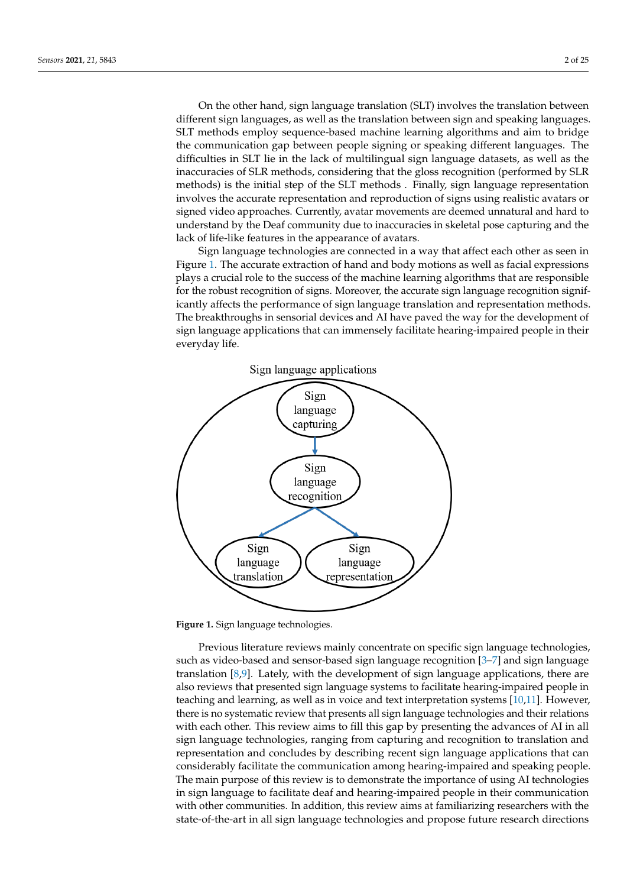On the other hand, sign language translation (SLT) involves the translation between different sign languages, as well as the translation between sign and speaking languages. SLT methods employ sequence-based machine learning algorithms and aim to bridge the communication gap between people signing or speaking different languages. The difficulties in SLT lie in the lack of multilingual sign language datasets, as well as the inaccuracies of SLR methods, considering that the gloss recognition (performed by SLR methods) is the initial step of the SLT methods . Finally, sign language representation involves the accurate representation and reproduction of signs using realistic avatars or signed video approaches. Currently, avatar movements are deemed unnatural and hard to understand by the Deaf community due to inaccuracies in skeletal pose capturing and the lack of life-like features in the appearance of avatars.

Sign language technologies are connected in a way that affect each other as seen in Figure 1. The accurate extraction of hand and body motions as well as facial expressions plays a crucial role to the success of the machine learning algorithms that are responsible for the robust recognition of signs. Moreover, the accurate sign language recognition significantly affects the performance of sign language translation and representation methods. The breakthroughs in sensorial devices and AI have paved the way for the development of sign language applications that can immensely facilitate hearing-impaired people in their everyday life.

Sign language applications

Sign language capturing → Sign language recognition → Sign language translation; Sign language representation

**Figure 1.** Sign language technologies.

Previous literature reviews mainly concentrate on specific sign language technologies, such as video-based and sensor-based sign language recognition [3–7] and sign language translation [8,9]. Lately, with the development of sign language applications, there are also reviews that presented sign language systems to facilitate hearing-impaired people in teaching and learning, as well as in voice and text interpretation systems [10,11]. However, there is no systematic review that presents all sign language technologies and their relations with each other. This review aims to fill this gap by presenting the advances of AI in all sign language technologies, ranging from capturing and recognition to translation and representation and concludes by describing recent sign language applications that can considerably facilitate the communication among hearing-impaired and speaking people. The main purpose of this review is to demonstrate the importance of using AI technologies in sign language to facilitate deaf and hearing-impaired people in their communication with other communities. In addition, this review aims at familiarizing researchers with the state-of-the-art in all sign language technologies and propose future research directions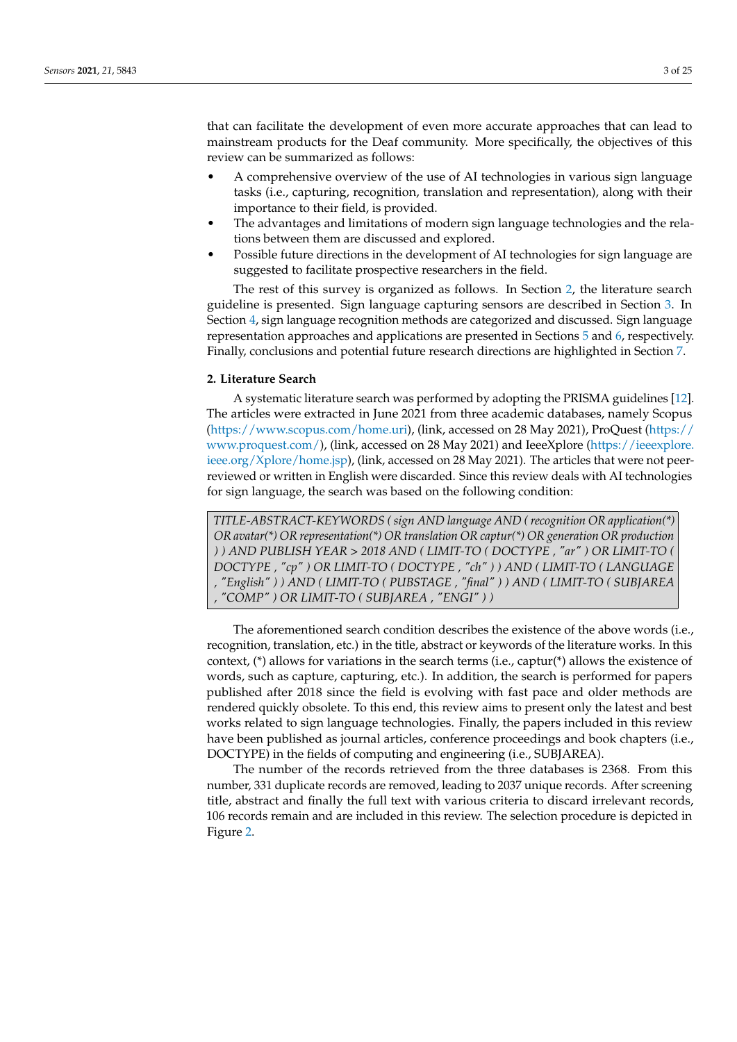that can facilitate the development of even more accurate approaches that can lead to mainstream products for the Deaf community. More specifically, the objectives of this review can be summarized as follows:

- A comprehensive overview of the use of AI technologies in various sign language tasks (i.e., capturing, recognition, translation and representation), along with their importance to their field, is provided.
- The advantages and limitations of modern sign language technologies and the relations between them are discussed and explored.
- Possible future directions in the development of AI technologies for sign language are suggested to facilitate prospective researchers in the field.

The rest of this survey is organized as follows. In Section 2, the literature search guideline is presented. Sign language capturing sensors are described in Section 3. In Section 4, sign language recognition methods are categorized and discussed. Sign language representation approaches and applications are presented in Sections 5 and 6, respectively. Finally, conclusions and potential future research directions are highlighted in Section 7.

## 2. Literature Search

A systematic literature search was performed by adopting the PRISMA guidelines [12]. The articles were extracted in June 2021 from three academic databases, namely Scopus (https://www.scopus.com/home.uri), (link, accessed on 28 May 2021), ProQuest (https://www.proquest.com/), (link, accessed on 28 May 2021) and IeeeXplore (https://ieeexplore.ieee.org/Xplore/home.jsp), (link, accessed on 28 May 2021). The articles that were not peer-reviewed or written in English were discarded. Since this review deals with AI technologies for sign language, the search was based on the following condition:

> *TITLE-ABSTRACT-KEYWORDS ( sign AND language AND ( recognition OR application(*) OR avatar(*) OR representation(*) OR translation OR captur(*) OR generation OR production ) ) AND PUBLISH YEAR > 2018 AND ( LIMIT-TO ( DOCTYPE , "ar" ) OR LIMIT-TO ( DOCTYPE , "cp" ) OR LIMIT-TO ( DOCTYPE , "ch" ) ) AND ( LIMIT-TO ( LANGUAGE , "English" ) ) AND ( LIMIT-TO ( PUBSTAGE , "final" ) ) AND ( LIMIT-TO ( SUBJAREA , "COMP" ) OR LIMIT-TO ( SUBJAREA , "ENGI" ) )*

The aforementioned search condition describes the existence of the above words (i.e., recognition, translation, etc.) in the title, abstract or keywords of the literature works. In this context, (*) allows for variations in the search terms (i.e., captur(*) allows the existence of words, such as capture, capturing, etc.). In addition, the search is performed for papers published after 2018 since the field is evolving with fast pace and older methods are rendered quickly obsolete. To this end, this review aims to present only the latest and best works related to sign language technologies. Finally, the papers included in this review have been published as journal articles, conference proceedings and book chapters (i.e., DOCTYPE) in the fields of computing and engineering (i.e., SUBJAREA).

The number of the records retrieved from the three databases is 2368. From this number, 331 duplicate records are removed, leading to 2037 unique records. After screening title, abstract and finally the full text with various criteria to discard irrelevant records, 106 records remain and are included in this review. The selection procedure is depicted in Figure 2.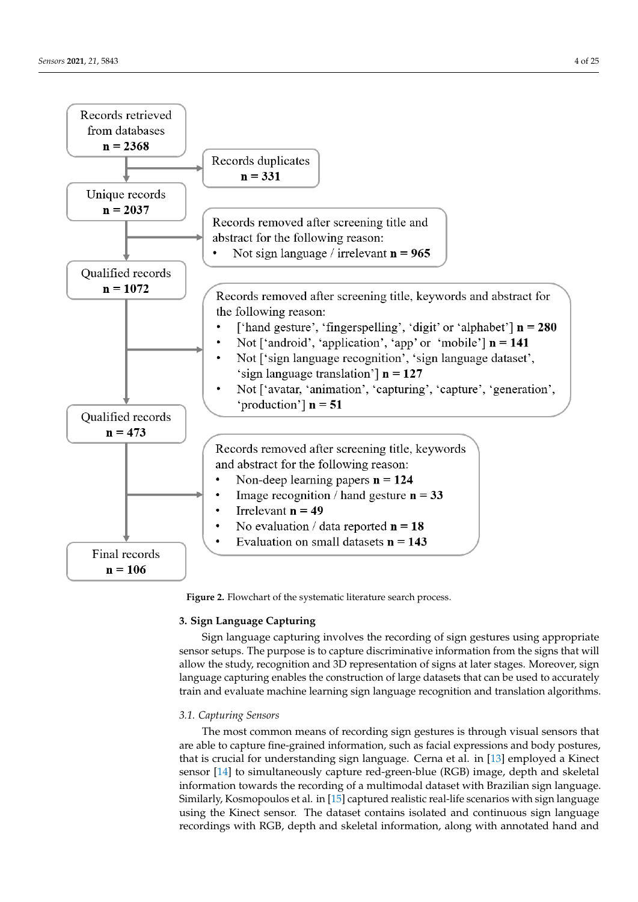Records retrieved from databases
**n = 2368**

Records duplicates
**n = 331**

Unique records
**n = 2037**

Records removed after screening title and abstract for the following reason:

- Not sign language / irrelevant **n = 965**

Qualified records
**n = 1072**

Records removed after screening title, keywords and abstract for the following reason:

- ['hand gesture', 'fingerspelling', 'digit' or 'alphabet'] **n = 280**
- Not ['android', 'application', 'app' or 'mobile'] **n = 141**
- Not ['sign language recognition', 'sign language dataset', 'sign language translation'] **n = 127**
- Not ['avatar, 'animation', 'capturing', 'capture', 'generation', 'production'] **n = 51**

Qualified records
**n = 473**

Records removed after screening title, keywords and abstract for the following reason:

- Non-deep learning papers **n = 124**
- Image recognition / hand gesture **n = 33**
- Irrelevant **n = 49**
- No evaluation / data reported **n = 18**
- Evaluation on small datasets **n = 143**

Final records
**n = 106**

**Figure 2.** Flowchart of the systematic literature search process.

## 3. Sign Language Capturing

Sign language capturing involves the recording of sign gestures using appropriate sensor setups. The purpose is to capture discriminative information from the signs that will allow the study, recognition and 3D representation of signs at later stages. Moreover, sign language capturing enables the construction of large datasets that can be used to accurately train and evaluate machine learning sign language recognition and translation algorithms.

### *3.1. Capturing Sensors*

The most common means of recording sign gestures is through visual sensors that are able to capture fine-grained information, such as facial expressions and body postures, that is crucial for understanding sign language. Cerna et al. in [13] employed a Kinect sensor [14] to simultaneously capture red-green-blue (RGB) image, depth and skeletal information towards the recording of a multimodal dataset with Brazilian sign language. Similarly, Kosmopoulos et al. in [15] captured realistic real-life scenarios with sign language using the Kinect sensor. The dataset contains isolated and continuous sign language recordings with RGB, depth and skeletal information, along with annotated hand and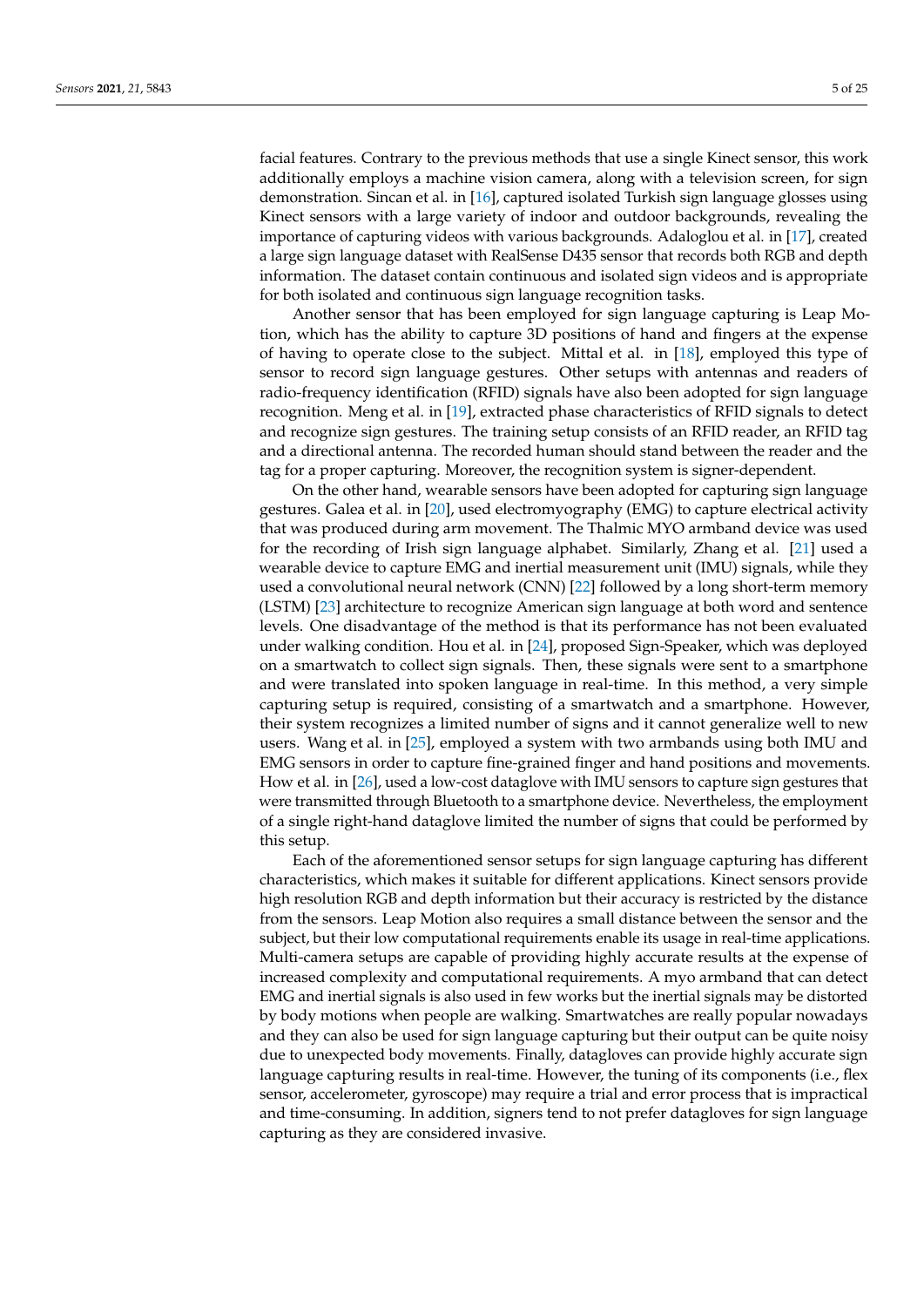facial features. Contrary to the previous methods that use a single Kinect sensor, this work additionally employs a machine vision camera, along with a television screen, for sign demonstration. Sincan et al. in [16], captured isolated Turkish sign language glosses using Kinect sensors with a large variety of indoor and outdoor backgrounds, revealing the importance of capturing videos with various backgrounds. Adaloglou et al. in [17], created a large sign language dataset with RealSense D435 sensor that records both RGB and depth information. The dataset contain continuous and isolated sign videos and is appropriate for both isolated and continuous sign language recognition tasks.

Another sensor that has been employed for sign language capturing is Leap Motion, which has the ability to capture 3D positions of hand and fingers at the expense of having to operate close to the subject. Mittal et al. in [18], employed this type of sensor to record sign language gestures. Other setups with antennas and readers of radio-frequency identification (RFID) signals have also been adopted for sign language recognition. Meng et al. in [19], extracted phase characteristics of RFID signals to detect and recognize sign gestures. The training setup consists of an RFID reader, an RFID tag and a directional antenna. The recorded human should stand between the reader and the tag for a proper capturing. Moreover, the recognition system is signer-dependent.

On the other hand, wearable sensors have been adopted for capturing sign language gestures. Galea et al. in [20], used electromyography (EMG) to capture electrical activity that was produced during arm movement. The Thalmic MYO armband device was used for the recording of Irish sign language alphabet. Similarly, Zhang et al. [21] used a wearable device to capture EMG and inertial measurement unit (IMU) signals, while they used a convolutional neural network (CNN) [22] followed by a long short-term memory (LSTM) [23] architecture to recognize American sign language at both word and sentence levels. One disadvantage of the method is that its performance has not been evaluated under walking condition. Hou et al. in [24], proposed Sign-Speaker, which was deployed on a smartwatch to collect sign signals. Then, these signals were sent to a smartphone and were translated into spoken language in real-time. In this method, a very simple capturing setup is required, consisting of a smartwatch and a smartphone. However, their system recognizes a limited number of signs and it cannot generalize well to new users. Wang et al. in [25], employed a system with two armbands using both IMU and EMG sensors in order to capture fine-grained finger and hand positions and movements. How et al. in [26], used a low-cost dataglove with IMU sensors to capture sign gestures that were transmitted through Bluetooth to a smartphone device. Nevertheless, the employment of a single right-hand dataglove limited the number of signs that could be performed by this setup.

Each of the aforementioned sensor setups for sign language capturing has different characteristics, which makes it suitable for different applications. Kinect sensors provide high resolution RGB and depth information but their accuracy is restricted by the distance from the sensors. Leap Motion also requires a small distance between the sensor and the subject, but their low computational requirements enable its usage in real-time applications. Multi-camera setups are capable of providing highly accurate results at the expense of increased complexity and computational requirements. A myo armband that can detect EMG and inertial signals is also used in few works but the inertial signals may be distorted by body motions when people are walking. Smartwatches are really popular nowadays and they can also be used for sign language capturing but their output can be quite noisy due to unexpected body movements. Finally, datagloves can provide highly accurate sign language capturing results in real-time. However, the tuning of its components (i.e., flex sensor, accelerometer, gyroscope) may require a trial and error process that is impractical and time-consuming. In addition, signers tend to not prefer datagloves for sign language capturing as they are considered invasive.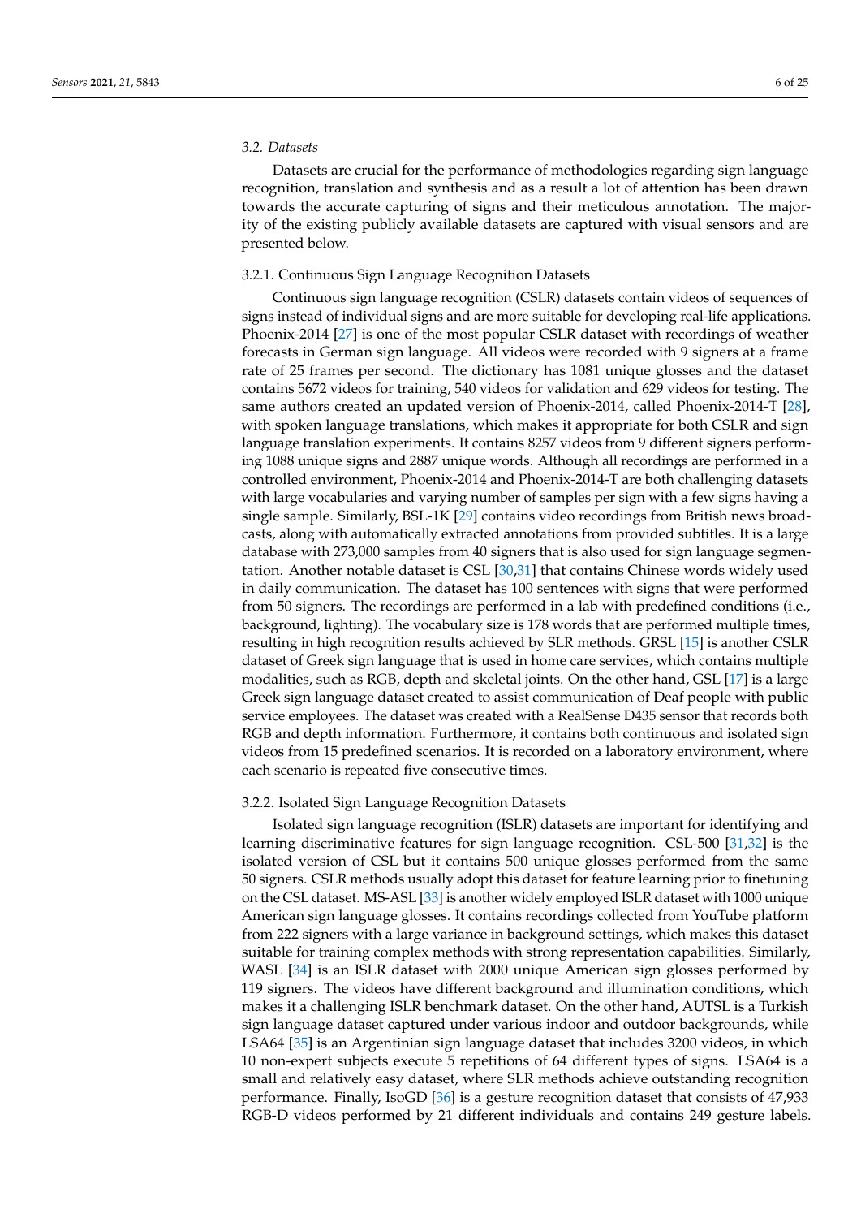### 3.2. Datasets

Datasets are crucial for the performance of methodologies regarding sign language recognition, translation and synthesis and as a result a lot of attention has been drawn towards the accurate capturing of signs and their meticulous annotation. The majority of the existing publicly available datasets are captured with visual sensors and are presented below.

#### 3.2.1. Continuous Sign Language Recognition Datasets

Continuous sign language recognition (CSLR) datasets contain videos of sequences of signs instead of individual signs and are more suitable for developing real-life applications. Phoenix-2014 [27] is one of the most popular CSLR dataset with recordings of weather forecasts in German sign language. All videos were recorded with 9 signers at a frame rate of 25 frames per second. The dictionary has 1081 unique glosses and the dataset contains 5672 videos for training, 540 videos for validation and 629 videos for testing. The same authors created an updated version of Phoenix-2014, called Phoenix-2014-T [28], with spoken language translations, which makes it appropriate for both CSLR and sign language translation experiments. It contains 8257 videos from 9 different signers performing 1088 unique signs and 2887 unique words. Although all recordings are performed in a controlled environment, Phoenix-2014 and Phoenix-2014-T are both challenging datasets with large vocabularies and varying number of samples per sign with a few signs having a single sample. Similarly, BSL-1K [29] contains video recordings from British news broadcasts, along with automatically extracted annotations from provided subtitles. It is a large database with 273,000 samples from 40 signers that is also used for sign language segmentation. Another notable dataset is CSL [30,31] that contains Chinese words widely used in daily communication. The dataset has 100 sentences with signs that were performed from 50 signers. The recordings are performed in a lab with predefined conditions (i.e., background, lighting). The vocabulary size is 178 words that are performed multiple times, resulting in high recognition results achieved by SLR methods. GRSL [15] is another CSLR dataset of Greek sign language that is used in home care services, which contains multiple modalities, such as RGB, depth and skeletal joints. On the other hand, GSL [17] is a large Greek sign language dataset created to assist communication of Deaf people with public service employees. The dataset was created with a RealSense D435 sensor that records both RGB and depth information. Furthermore, it contains both continuous and isolated sign videos from 15 predefined scenarios. It is recorded on a laboratory environment, where each scenario is repeated five consecutive times.

#### 3.2.2. Isolated Sign Language Recognition Datasets

Isolated sign language recognition (ISLR) datasets are important for identifying and learning discriminative features for sign language recognition. CSL-500 [31,32] is the isolated version of CSL but it contains 500 unique glosses performed from the same 50 signers. CSLR methods usually adopt this dataset for feature learning prior to finetuning on the CSL dataset. MS-ASL [33] is another widely employed ISLR dataset with 1000 unique American sign language glosses. It contains recordings collected from YouTube platform from 222 signers with a large variance in background settings, which makes this dataset suitable for training complex methods with strong representation capabilities. Similarly, WASL [34] is an ISLR dataset with 2000 unique American sign glosses performed by 119 signers. The videos have different background and illumination conditions, which makes it a challenging ISLR benchmark dataset. On the other hand, AUTSL is a Turkish sign language dataset captured under various indoor and outdoor backgrounds, while LSA64 [35] is an Argentinian sign language dataset that includes 3200 videos, in which 10 non-expert subjects execute 5 repetitions of 64 different types of signs. LSA64 is a small and relatively easy dataset, where SLR methods achieve outstanding recognition performance. Finally, IsoGD [36] is a gesture recognition dataset that consists of 47,933 RGB-D videos performed by 21 different individuals and contains 249 gesture labels.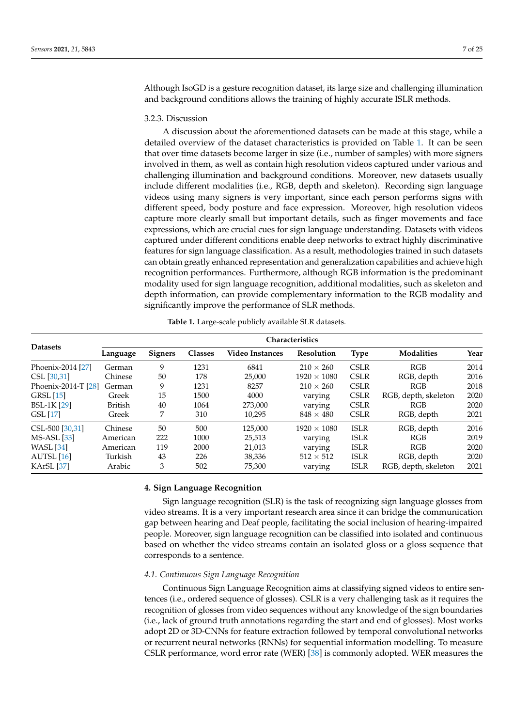Although IsoGD is a gesture recognition dataset, its large size and challenging illumination and background conditions allows the training of highly accurate ISLR methods.

#### 3.2.3. Discussion

A discussion about the aforementioned datasets can be made at this stage, while a detailed overview of the dataset characteristics is provided on Table 1. It can be seen that over time datasets become larger in size (i.e., number of samples) with more signers involved in them, as well as contain high resolution videos captured under various and challenging illumination and background conditions. Moreover, new datasets usually include different modalities (i.e., RGB, depth and skeleton). Recording sign language videos using many signers is very important, since each person performs signs with different speed, body posture and face expression. Moreover, high resolution videos capture more clearly small but important details, such as finger movements and face expressions, which are crucial cues for sign language understanding. Datasets with videos captured under different conditions enable deep networks to extract highly discriminative features for sign language classification. As a result, methodologies trained in such datasets can obtain greatly enhanced representation and generalization capabilities and achieve high recognition performances. Furthermore, although RGB information is the predominant modality used for sign language recognition, additional modalities, such as skeleton and depth information, can provide complementary information to the RGB modality and significantly improve the performance of SLR methods.

**Table 1.** Large-scale publicly available SLR datasets.

| Datasets | Characteristics | | | | | | | |
|---|---|---|---|---|---|---|---|---|
| | **Language** | **Signers** | **Classes** | **Video Instances** | **Resolution** | **Type** | **Modalities** | **Year** |
| Phoenix-2014 [27] | German | 9 | 1231 | 6841 | 210 × 260 | CSLR | RGB | 2014 |
| CSL [30,31] | Chinese | 50 | 178 | 25,000 | 1920 × 1080 | CSLR | RGB, depth | 2016 |
| Phoenix-2014-T [28] | German | 9 | 1231 | 8257 | 210 × 260 | CSLR | RGB | 2018 |
| GRSL [15] | Greek | 15 | 1500 | 4000 | varying | CSLR | RGB, depth, skeleton | 2020 |
| BSL-1K [29] | British | 40 | 1064 | 273,000 | varying | CSLR | RGB | 2020 |
| GSL [17] | Greek | 7 | 310 | 10,295 | 848 × 480 | CSLR | RGB, depth | 2021 |
| CSL-500 [30,31] | Chinese | 50 | 500 | 125,000 | 1920 × 1080 | ISLR | RGB, depth | 2016 |
| MS-ASL [33] | American | 222 | 1000 | 25,513 | varying | ISLR | RGB | 2019 |
| WASL [34] | American | 119 | 2000 | 21,013 | varying | ISLR | RGB | 2020 |
| AUTSL [16] | Turkish | 43 | 226 | 38,336 | 512 × 512 | ISLR | RGB, depth | 2020 |
| KArSL [37] | Arabic | 3 | 502 | 75,300 | varying | ISLR | RGB, depth, skeleton | 2021 |

## 4. Sign Language Recognition

Sign language recognition (SLR) is the task of recognizing sign language glosses from video streams. It is a very important research area since it can bridge the communication gap between hearing and Deaf people, facilitating the social inclusion of hearing-impaired people. Moreover, sign language recognition can be classified into isolated and continuous based on whether the video streams contain an isolated gloss or a gloss sequence that corresponds to a sentence.

### *4.1. Continuous Sign Language Recognition*

Continuous Sign Language Recognition aims at classifying signed videos to entire sentences (i.e., ordered sequence of glosses). CSLR is a very challenging task as it requires the recognition of glosses from video sequences without any knowledge of the sign boundaries (i.e., lack of ground truth annotations regarding the start and end of glosses). Most works adopt 2D or 3D-CNNs for feature extraction followed by temporal convolutional networks or recurrent neural networks (RNNs) for sequential information modelling. To measure CSLR performance, word error rate (WER) [38] is commonly adopted. WER measures the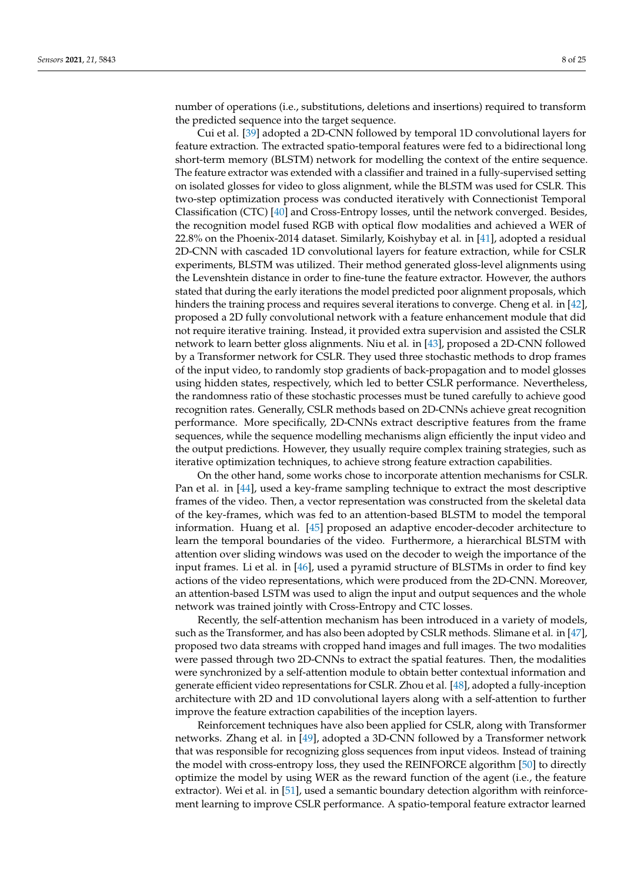number of operations (i.e., substitutions, deletions and insertions) required to transform the predicted sequence into the target sequence.

Cui et al. [39] adopted a 2D-CNN followed by temporal 1D convolutional layers for feature extraction. The extracted spatio-temporal features were fed to a bidirectional long short-term memory (BLSTM) network for modelling the context of the entire sequence. The feature extractor was extended with a classifier and trained in a fully-supervised setting on isolated glosses for video to gloss alignment, while the BLSTM was used for CSLR. This two-step optimization process was conducted iteratively with Connectionist Temporal Classification (CTC) [40] and Cross-Entropy losses, until the network converged. Besides, the recognition model fused RGB with optical flow modalities and achieved a WER of 22.8% on the Phoenix-2014 dataset. Similarly, Koishybay et al. in [41], adopted a residual 2D-CNN with cascaded 1D convolutional layers for feature extraction, while for CSLR experiments, BLSTM was utilized. Their method generated gloss-level alignments using the Levenshtein distance in order to fine-tune the feature extractor. However, the authors stated that during the early iterations the model predicted poor alignment proposals, which hinders the training process and requires several iterations to converge. Cheng et al. in [42], proposed a 2D fully convolutional network with a feature enhancement module that did not require iterative training. Instead, it provided extra supervision and assisted the CSLR network to learn better gloss alignments. Niu et al. in [43], proposed a 2D-CNN followed by a Transformer network for CSLR. They used three stochastic methods to drop frames of the input video, to randomly stop gradients of back-propagation and to model glosses using hidden states, respectively, which led to better CSLR performance. Nevertheless, the randomness ratio of these stochastic processes must be tuned carefully to achieve good recognition rates. Generally, CSLR methods based on 2D-CNNs achieve great recognition performance. More specifically, 2D-CNNs extract descriptive features from the frame sequences, while the sequence modelling mechanisms align efficiently the input video and the output predictions. However, they usually require complex training strategies, such as iterative optimization techniques, to achieve strong feature extraction capabilities.

On the other hand, some works chose to incorporate attention mechanisms for CSLR. Pan et al. in [44], used a key-frame sampling technique to extract the most descriptive frames of the video. Then, a vector representation was constructed from the skeletal data of the key-frames, which was fed to an attention-based BLSTM to model the temporal information. Huang et al. [45] proposed an adaptive encoder-decoder architecture to learn the temporal boundaries of the video. Furthermore, a hierarchical BLSTM with attention over sliding windows was used on the decoder to weigh the importance of the input frames. Li et al. in [46], used a pyramid structure of BLSTMs in order to find key actions of the video representations, which were produced from the 2D-CNN. Moreover, an attention-based LSTM was used to align the input and output sequences and the whole network was trained jointly with Cross-Entropy and CTC losses.

Recently, the self-attention mechanism has been introduced in a variety of models, such as the Transformer, and has also been adopted by CSLR methods. Slimane et al. in [47], proposed two data streams with cropped hand images and full images. The two modalities were passed through two 2D-CNNs to extract the spatial features. Then, the modalities were synchronized by a self-attention module to obtain better contextual information and generate efficient video representations for CSLR. Zhou et al. [48], adopted a fully-inception architecture with 2D and 1D convolutional layers along with a self-attention to further improve the feature extraction capabilities of the inception layers.

Reinforcement techniques have also been applied for CSLR, along with Transformer networks. Zhang et al. in [49], adopted a 3D-CNN followed by a Transformer network that was responsible for recognizing gloss sequences from input videos. Instead of training the model with cross-entropy loss, they used the REINFORCE algorithm [50] to directly optimize the model by using WER as the reward function of the agent (i.e., the feature extractor). Wei et al. in [51], used a semantic boundary detection algorithm with reinforcement learning to improve CSLR performance. A spatio-temporal feature extractor learned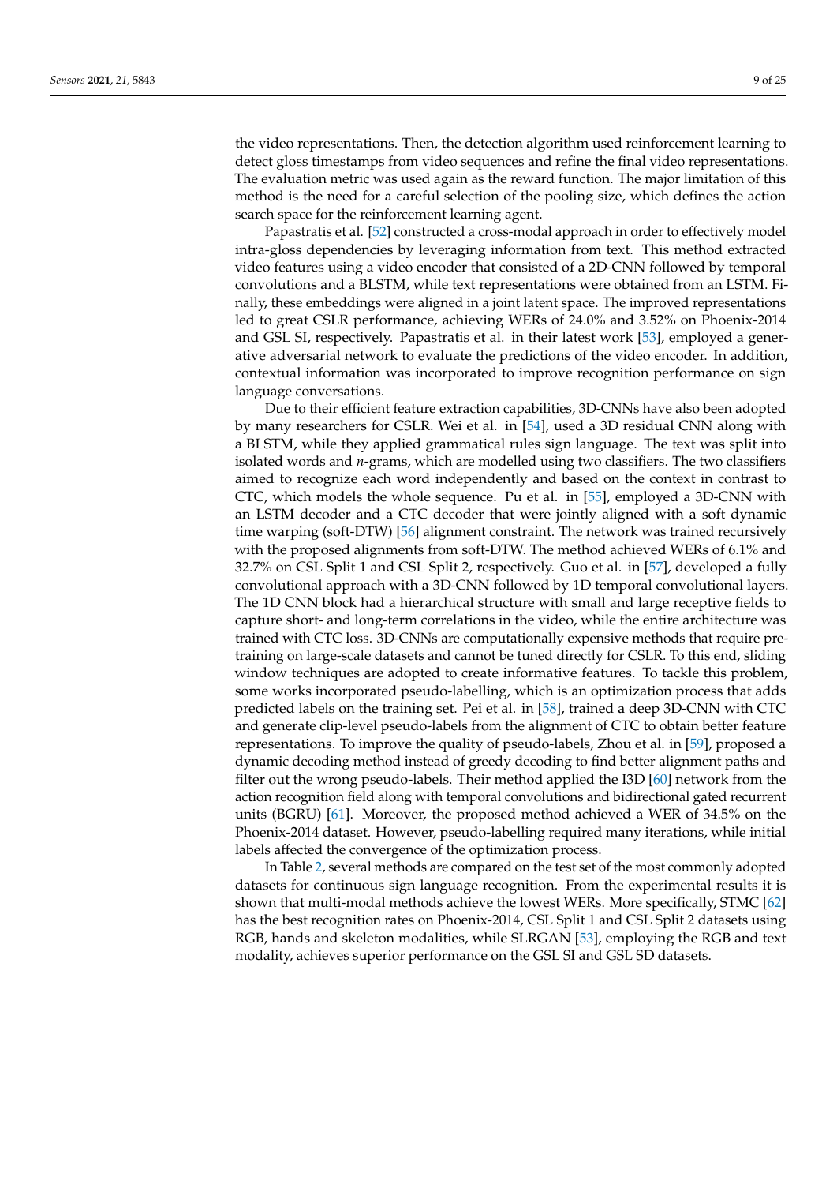the video representations. Then, the detection algorithm used reinforcement learning to detect gloss timestamps from video sequences and refine the final video representations. The evaluation metric was used again as the reward function. The major limitation of this method is the need for a careful selection of the pooling size, which defines the action search space for the reinforcement learning agent.

Papastratis et al. [52] constructed a cross-modal approach in order to effectively model intra-gloss dependencies by leveraging information from text. This method extracted video features using a video encoder that consisted of a 2D-CNN followed by temporal convolutions and a BLSTM, while text representations were obtained from an LSTM. Finally, these embeddings were aligned in a joint latent space. The improved representations led to great CSLR performance, achieving WERs of 24.0% and 3.52% on Phoenix-2014 and GSL SI, respectively. Papastratis et al. in their latest work [53], employed a generative adversarial network to evaluate the predictions of the video encoder. In addition, contextual information was incorporated to improve recognition performance on sign language conversations.

Due to their efficient feature extraction capabilities, 3D-CNNs have also been adopted by many researchers for CSLR. Wei et al. in [54], used a 3D residual CNN along with a BLSTM, while they applied grammatical rules sign language. The text was split into isolated words and *n*-grams, which are modelled using two classifiers. The two classifiers aimed to recognize each word independently and based on the context in contrast to CTC, which models the whole sequence. Pu et al. in [55], employed a 3D-CNN with an LSTM decoder and a CTC decoder that were jointly aligned with a soft dynamic time warping (soft-DTW) [56] alignment constraint. The network was trained recursively with the proposed alignments from soft-DTW. The method achieved WERs of 6.1% and 32.7% on CSL Split 1 and CSL Split 2, respectively. Guo et al. in [57], developed a fully convolutional approach with a 3D-CNN followed by 1D temporal convolutional layers. The 1D CNN block had a hierarchical structure with small and large receptive fields to capture short- and long-term correlations in the video, while the entire architecture was trained with CTC loss. 3D-CNNs are computationally expensive methods that require pre-training on large-scale datasets and cannot be tuned directly for CSLR. To this end, sliding window techniques are adopted to create informative features. To tackle this problem, some works incorporated pseudo-labelling, which is an optimization process that adds predicted labels on the training set. Pei et al. in [58], trained a deep 3D-CNN with CTC and generate clip-level pseudo-labels from the alignment of CTC to obtain better feature representations. To improve the quality of pseudo-labels, Zhou et al. in [59], proposed a dynamic decoding method instead of greedy decoding to find better alignment paths and filter out the wrong pseudo-labels. Their method applied the I3D [60] network from the action recognition field along with temporal convolutions and bidirectional gated recurrent units (BGRU) [61]. Moreover, the proposed method achieved a WER of 34.5% on the Phoenix-2014 dataset. However, pseudo-labelling required many iterations, while initial labels affected the convergence of the optimization process.

In Table 2, several methods are compared on the test set of the most commonly adopted datasets for continuous sign language recognition. From the experimental results it is shown that multi-modal methods achieve the lowest WERs. More specifically, STMC [62] has the best recognition rates on Phoenix-2014, CSL Split 1 and CSL Split 2 datasets using RGB, hands and skeleton modalities, while SLRGAN [53], employing the RGB and text modality, achieves superior performance on the GSL SI and GSL SD datasets.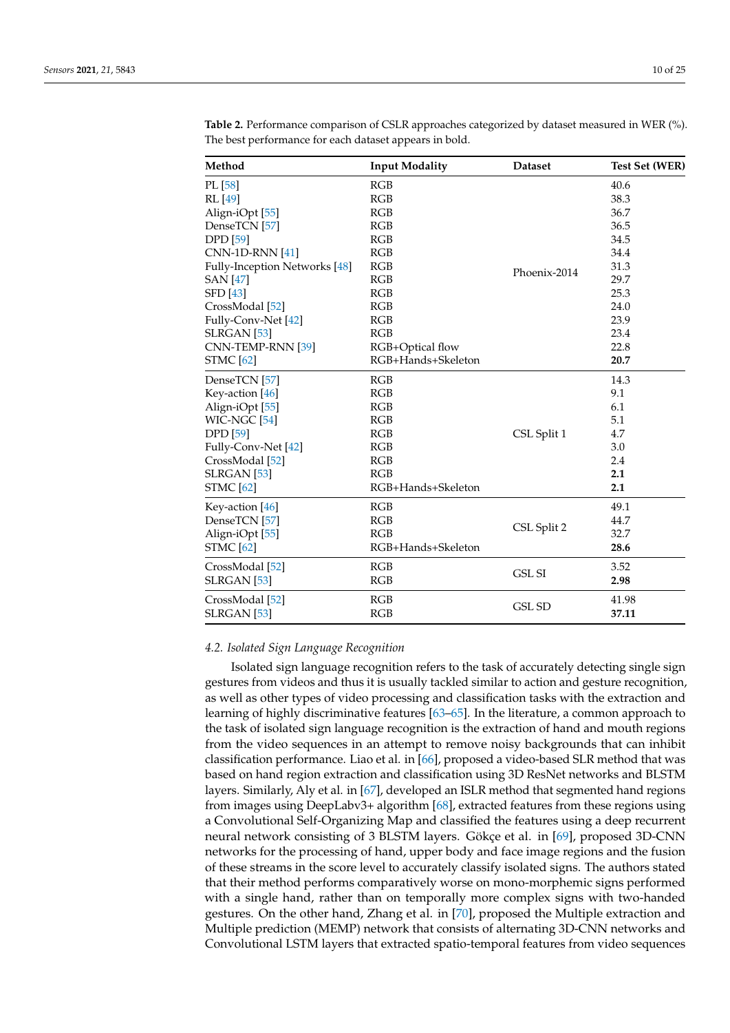**Table 2.** Performance comparison of CSLR approaches categorized by dataset measured in WER (%). The best performance for each dataset appears in bold.

| Method | Input Modality | Dataset | Test Set (WER) |
|---|---|---|---|
| PL [58] | RGB | Phoenix-2014 | 40.6 |
| RL [49] | RGB | | 38.3 |
| Align-iOpt [55] | RGB | | 36.7 |
| DenseTCN [57] | RGB | | 36.5 |
| DPD [59] | RGB | | 34.5 |
| CNN-1D-RNN [41] | RGB | | 34.4 |
| Fully-Inception Networks [48] | RGB | | 31.3 |
| SAN [47] | RGB | | 29.7 |
| SFD [43] | RGB | | 25.3 |
| CrossModal [52] | RGB | | 24.0 |
| Fully-Conv-Net [42] | RGB | | 23.9 |
| SLRGAN [53] | RGB | | 23.4 |
| CNN-TEMP-RNN [39] | RGB+Optical flow | | 22.8 |
| STMC [62] | RGB+Hands+Skeleton | | **20.7** |
| DenseTCN [57] | RGB | CSL Split 1 | 14.3 |
| Key-action [46] | RGB | | 9.1 |
| Align-iOpt [55] | RGB | | 6.1 |
| WIC-NGC [54] | RGB | | 5.1 |
| DPD [59] | RGB | | 4.7 |
| Fully-Conv-Net [42] | RGB | | 3.0 |
| CrossModal [52] | RGB | | 2.4 |
| SLRGAN [53] | RGB | | **2.1** |
| STMC [62] | RGB+Hands+Skeleton | | **2.1** |
| Key-action [46] | RGB | CSL Split 2 | 49.1 |
| DenseTCN [57] | RGB | | 44.7 |
| Align-iOpt [55] | RGB | | 32.7 |
| STMC [62] | RGB+Hands+Skeleton | | **28.6** |
| CrossModal [52] | RGB | GSL SI | 3.52 |
| SLRGAN [53] | RGB | | **2.98** |
| CrossModal [52] | RGB | GSL SD | 41.98 |
| SLRGAN [53] | RGB | | **37.11** |

### 4.2. Isolated Sign Language Recognition

Isolated sign language recognition refers to the task of accurately detecting single sign gestures from videos and thus it is usually tackled similar to action and gesture recognition, as well as other types of video processing and classification tasks with the extraction and learning of highly discriminative features [63–65]. In the literature, a common approach to the task of isolated sign language recognition is the extraction of hand and mouth regions from the video sequences in an attempt to remove noisy backgrounds that can inhibit classification performance. Liao et al. in [66], proposed a video-based SLR method that was based on hand region extraction and classification using 3D ResNet networks and BLSTM layers. Similarly, Aly et al. in [67], developed an ISLR method that segmented hand regions from images using DeepLabv3+ algorithm [68], extracted features from these regions using a Convolutional Self-Organizing Map and classified the features using a deep recurrent neural network consisting of 3 BLSTM layers. Gökçe et al. in [69], proposed 3D-CNN networks for the processing of hand, upper body and face image regions and the fusion of these streams in the score level to accurately classify isolated signs. The authors stated that their method performs comparatively worse on mono-morphemic signs performed with a single hand, rather than on temporally more complex signs with two-handed gestures. On the other hand, Zhang et al. in [70], proposed the Multiple extraction and Multiple prediction (MEMP) network that consists of alternating 3D-CNN networks and Convolutional LSTM layers that extracted spatio-temporal features from video sequences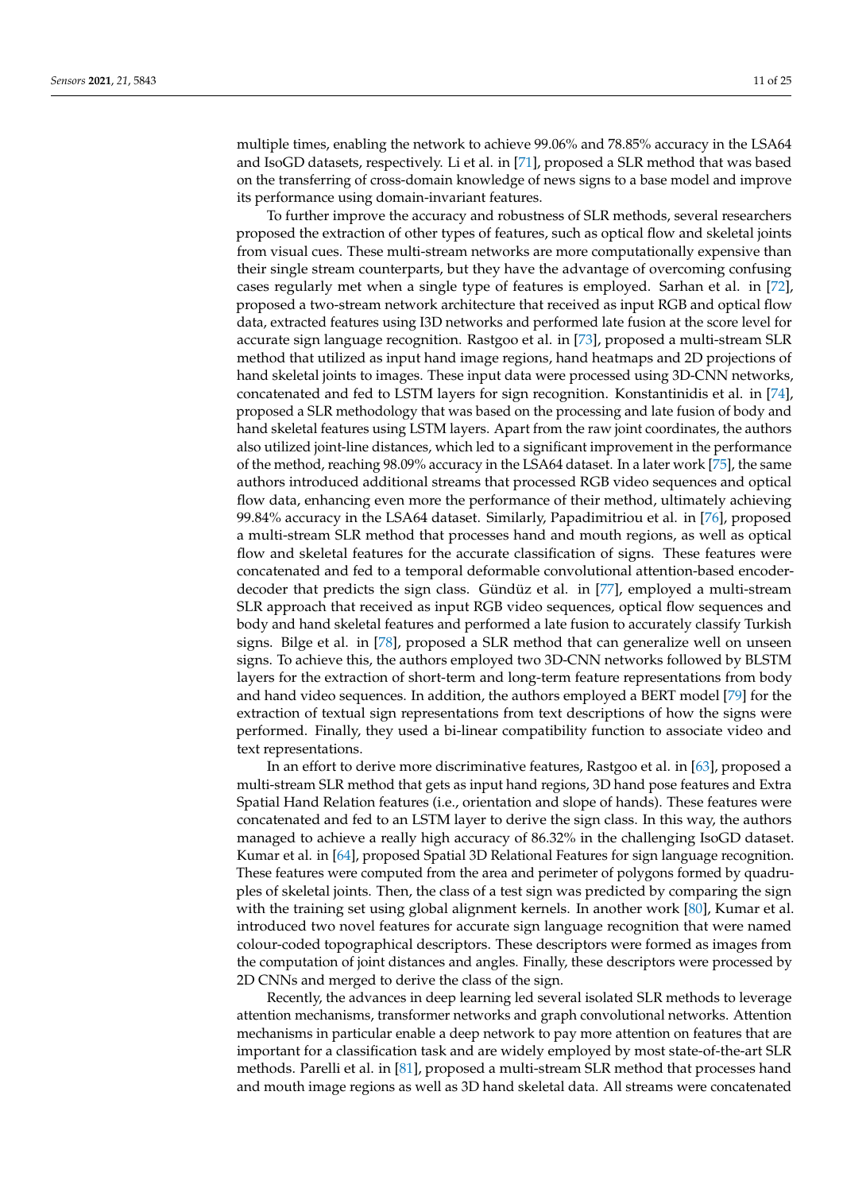multiple times, enabling the network to achieve 99.06% and 78.85% accuracy in the LSA64 and IsoGD datasets, respectively. Li et al. in [71], proposed a SLR method that was based on the transferring of cross-domain knowledge of news signs to a base model and improve its performance using domain-invariant features.

To further improve the accuracy and robustness of SLR methods, several researchers proposed the extraction of other types of features, such as optical flow and skeletal joints from visual cues. These multi-stream networks are more computationally expensive than their single stream counterparts, but they have the advantage of overcoming confusing cases regularly met when a single type of features is employed. Sarhan et al. in [72], proposed a two-stream network architecture that received as input RGB and optical flow data, extracted features using I3D networks and performed late fusion at the score level for accurate sign language recognition. Rastgoo et al. in [73], proposed a multi-stream SLR method that utilized as input hand image regions, hand heatmaps and 2D projections of hand skeletal joints to images. These input data were processed using 3D-CNN networks, concatenated and fed to LSTM layers for sign recognition. Konstantinidis et al. in [74], proposed a SLR methodology that was based on the processing and late fusion of body and hand skeletal features using LSTM layers. Apart from the raw joint coordinates, the authors also utilized joint-line distances, which led to a significant improvement in the performance of the method, reaching 98.09% accuracy in the LSA64 dataset. In a later work [75], the same authors introduced additional streams that processed RGB video sequences and optical flow data, enhancing even more the performance of their method, ultimately achieving 99.84% accuracy in the LSA64 dataset. Similarly, Papadimitriou et al. in [76], proposed a multi-stream SLR method that processes hand and mouth regions, as well as optical flow and skeletal features for the accurate classification of signs. These features were concatenated and fed to a temporal deformable convolutional attention-based encoder-decoder that predicts the sign class. Gündüz et al. in [77], employed a multi-stream SLR approach that received as input RGB video sequences, optical flow sequences and body and hand skeletal features and performed a late fusion to accurately classify Turkish signs. Bilge et al. in [78], proposed a SLR method that can generalize well on unseen signs. To achieve this, the authors employed two 3D-CNN networks followed by BLSTM layers for the extraction of short-term and long-term feature representations from body and hand video sequences. In addition, the authors employed a BERT model [79] for the extraction of textual sign representations from text descriptions of how the signs were performed. Finally, they used a bi-linear compatibility function to associate video and text representations.

In an effort to derive more discriminative features, Rastgoo et al. in [63], proposed a multi-stream SLR method that gets as input hand regions, 3D hand pose features and Extra Spatial Hand Relation features (i.e., orientation and slope of hands). These features were concatenated and fed to an LSTM layer to derive the sign class. In this way, the authors managed to achieve a really high accuracy of 86.32% in the challenging IsoGD dataset. Kumar et al. in [64], proposed Spatial 3D Relational Features for sign language recognition. These features were computed from the area and perimeter of polygons formed by quadruples of skeletal joints. Then, the class of a test sign was predicted by comparing the sign with the training set using global alignment kernels. In another work [80], Kumar et al. introduced two novel features for accurate sign language recognition that were named colour-coded topographical descriptors. These descriptors were formed as images from the computation of joint distances and angles. Finally, these descriptors were processed by 2D CNNs and merged to derive the class of the sign.

Recently, the advances in deep learning led several isolated SLR methods to leverage attention mechanisms, transformer networks and graph convolutional networks. Attention mechanisms in particular enable a deep network to pay more attention on features that are important for a classification task and are widely employed by most state-of-the-art SLR methods. Parelli et al. in [81], proposed a multi-stream SLR method that processes hand and mouth image regions as well as 3D hand skeletal data. All streams were concatenated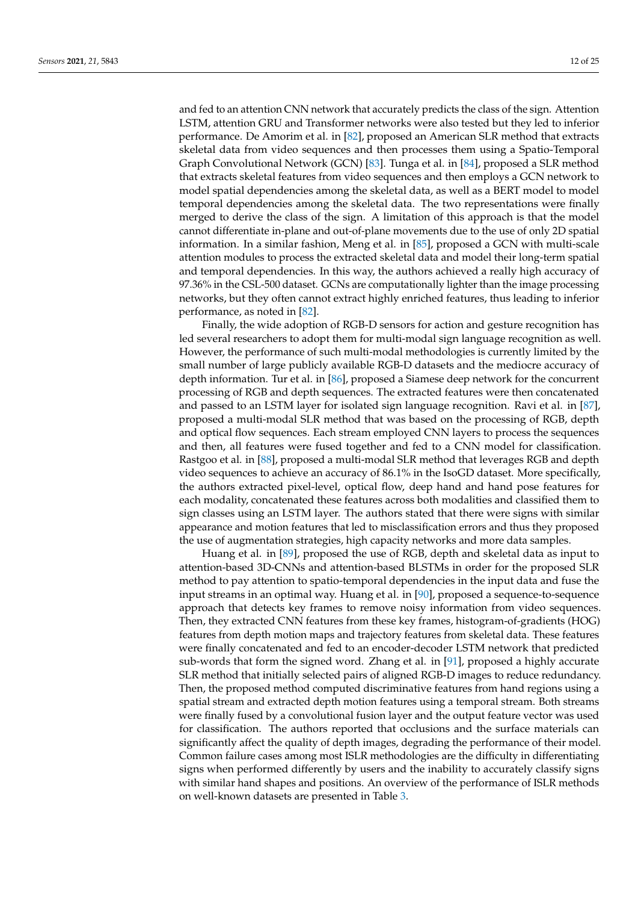and fed to an attention CNN network that accurately predicts the class of the sign. Attention LSTM, attention GRU and Transformer networks were also tested but they led to inferior performance. De Amorim et al. in [82], proposed an American SLR method that extracts skeletal data from video sequences and then processes them using a Spatio-Temporal Graph Convolutional Network (GCN) [83]. Tunga et al. in [84], proposed a SLR method that extracts skeletal features from video sequences and then employs a GCN network to model spatial dependencies among the skeletal data, as well as a BERT model to model temporal dependencies among the skeletal data. The two representations were finally merged to derive the class of the sign. A limitation of this approach is that the model cannot differentiate in-plane and out-of-plane movements due to the use of only 2D spatial information. In a similar fashion, Meng et al. in [85], proposed a GCN with multi-scale attention modules to process the extracted skeletal data and model their long-term spatial and temporal dependencies. In this way, the authors achieved a really high accuracy of 97.36% in the CSL-500 dataset. GCNs are computationally lighter than the image processing networks, but they often cannot extract highly enriched features, thus leading to inferior performance, as noted in [82].

Finally, the wide adoption of RGB-D sensors for action and gesture recognition has led several researchers to adopt them for multi-modal sign language recognition as well. However, the performance of such multi-modal methodologies is currently limited by the small number of large publicly available RGB-D datasets and the mediocre accuracy of depth information. Tur et al. in [86], proposed a Siamese deep network for the concurrent processing of RGB and depth sequences. The extracted features were then concatenated and passed to an LSTM layer for isolated sign language recognition. Ravi et al. in [87], proposed a multi-modal SLR method that was based on the processing of RGB, depth and optical flow sequences. Each stream employed CNN layers to process the sequences and then, all features were fused together and fed to a CNN model for classification. Rastgoo et al. in [88], proposed a multi-modal SLR method that leverages RGB and depth video sequences to achieve an accuracy of 86.1% in the IsoGD dataset. More specifically, the authors extracted pixel-level, optical flow, deep hand and hand pose features for each modality, concatenated these features across both modalities and classified them to sign classes using an LSTM layer. The authors stated that there were signs with similar appearance and motion features that led to misclassification errors and thus they proposed the use of augmentation strategies, high capacity networks and more data samples.

Huang et al. in [89], proposed the use of RGB, depth and skeletal data as input to attention-based 3D-CNNs and attention-based BLSTMs in order for the proposed SLR method to pay attention to spatio-temporal dependencies in the input data and fuse the input streams in an optimal way. Huang et al. in [90], proposed a sequence-to-sequence approach that detects key frames to remove noisy information from video sequences. Then, they extracted CNN features from these key frames, histogram-of-gradients (HOG) features from depth motion maps and trajectory features from skeletal data. These features were finally concatenated and fed to an encoder-decoder LSTM network that predicted sub-words that form the signed word. Zhang et al. in [91], proposed a highly accurate SLR method that initially selected pairs of aligned RGB-D images to reduce redundancy. Then, the proposed method computed discriminative features from hand regions using a spatial stream and extracted depth motion features using a temporal stream. Both streams were finally fused by a convolutional fusion layer and the output feature vector was used for classification. The authors reported that occlusions and the surface materials can significantly affect the quality of depth images, degrading the performance of their model. Common failure cases among most ISLR methodologies are the difficulty in differentiating signs when performed differently by users and the inability to accurately classify signs with similar hand shapes and positions. An overview of the performance of ISLR methods on well-known datasets are presented in Table 3.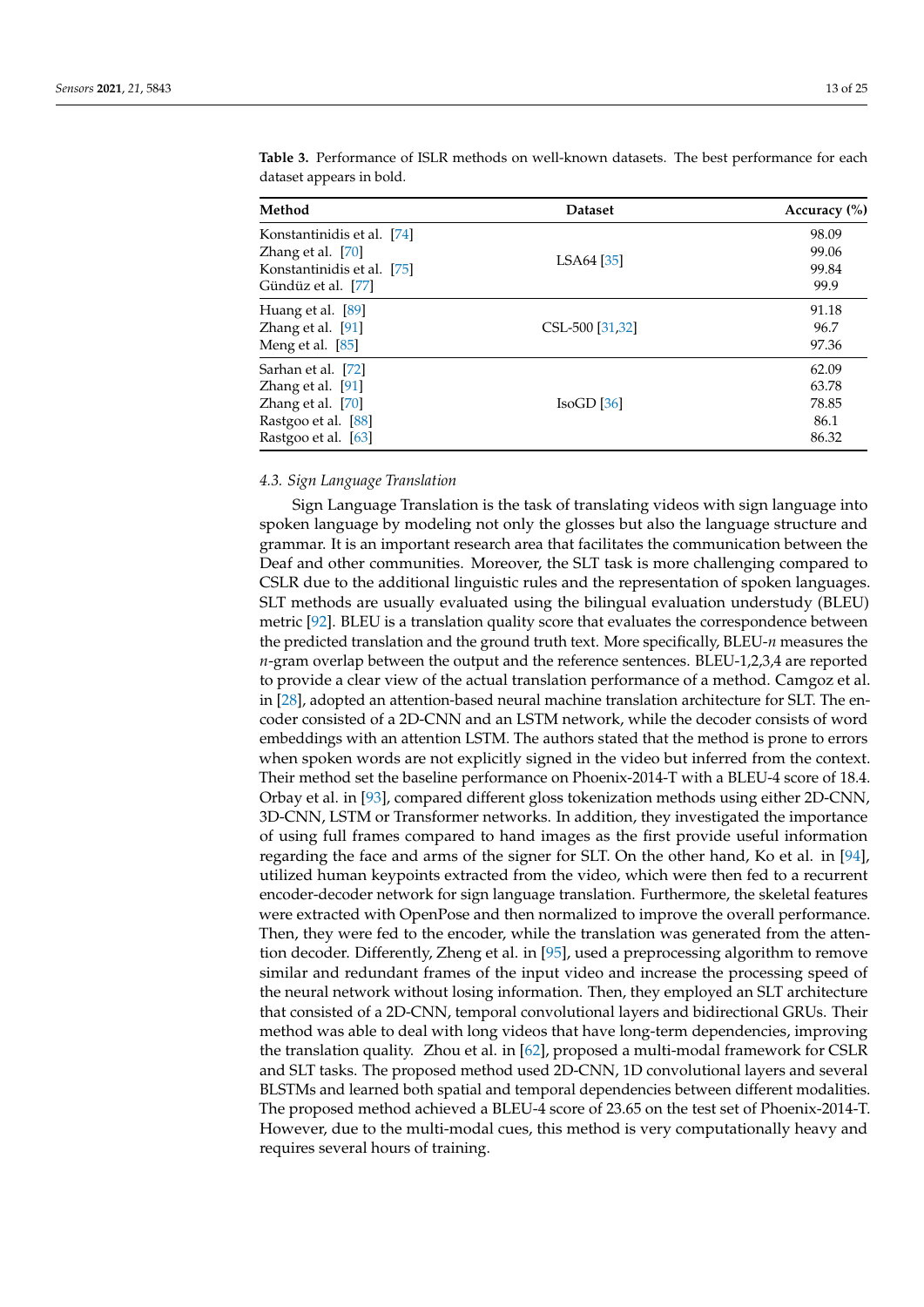**Table 3.** Performance of ISLR methods on well-known datasets. The best performance for each dataset appears in bold.

| Method | Dataset | Accuracy (%) |
|---|---|---|
| Konstantinidis et al. [74] | LSA64 [35] | 98.09 |
| Zhang et al. [70] | | 99.06 |
| Konstantinidis et al. [75] | | 99.84 |
| Gündüz et al. [77] | | 99.9 |
| Huang et al. [89] | CSL-500 [31,32] | 91.18 |
| Zhang et al. [91] | | 96.7 |
| Meng et al. [85] | | 97.36 |
| Sarhan et al. [72] | IsoGD [36] | 62.09 |
| Zhang et al. [91] | | 63.78 |
| Zhang et al. [70] | | 78.85 |
| Rastgoo et al. [88] | | 86.1 |
| Rastgoo et al. [63] | | 86.32 |

### 4.3. Sign Language Translation

Sign Language Translation is the task of translating videos with sign language into spoken language by modeling not only the glosses but also the language structure and grammar. It is an important research area that facilitates the communication between the Deaf and other communities. Moreover, the SLT task is more challenging compared to CSLR due to the additional linguistic rules and the representation of spoken languages. SLT methods are usually evaluated using the bilingual evaluation understudy (BLEU) metric [92]. BLEU is a translation quality score that evaluates the correspondence between the predicted translation and the ground truth text. More specifically, BLEU-$n$ measures the $n$-gram overlap between the output and the reference sentences. BLEU-1,2,3,4 are reported to provide a clear view of the actual translation performance of a method. Camgoz et al. in [28], adopted an attention-based neural machine translation architecture for SLT. The encoder consisted of a 2D-CNN and an LSTM network, while the decoder consists of word embeddings with an attention LSTM. The authors stated that the method is prone to errors when spoken words are not explicitly signed in the video but inferred from the context. Their method set the baseline performance on Phoenix-2014-T with a BLEU-4 score of 18.4. Orbay et al. in [93], compared different gloss tokenization methods using either 2D-CNN, 3D-CNN, LSTM or Transformer networks. In addition, they investigated the importance of using full frames compared to hand images as the first provide useful information regarding the face and arms of the signer for SLT. On the other hand, Ko et al. in [94], utilized human keypoints extracted from the video, which were then fed to a recurrent encoder-decoder network for sign language translation. Furthermore, the skeletal features were extracted with OpenPose and then normalized to improve the overall performance. Then, they were fed to the encoder, while the translation was generated from the attention decoder. Differently, Zheng et al. in [95], used a preprocessing algorithm to remove similar and redundant frames of the input video and increase the processing speed of the neural network without losing information. Then, they employed an SLT architecture that consisted of a 2D-CNN, temporal convolutional layers and bidirectional GRUs. Their method was able to deal with long videos that have long-term dependencies, improving the translation quality. Zhou et al. in [62], proposed a multi-modal framework for CSLR and SLT tasks. The proposed method used 2D-CNN, 1D convolutional layers and several BLSTMs and learned both spatial and temporal dependencies between different modalities. The proposed method achieved a BLEU-4 score of 23.65 on the test set of Phoenix-2014-T. However, due to the multi-modal cues, this method is very computationally heavy and requires several hours of training.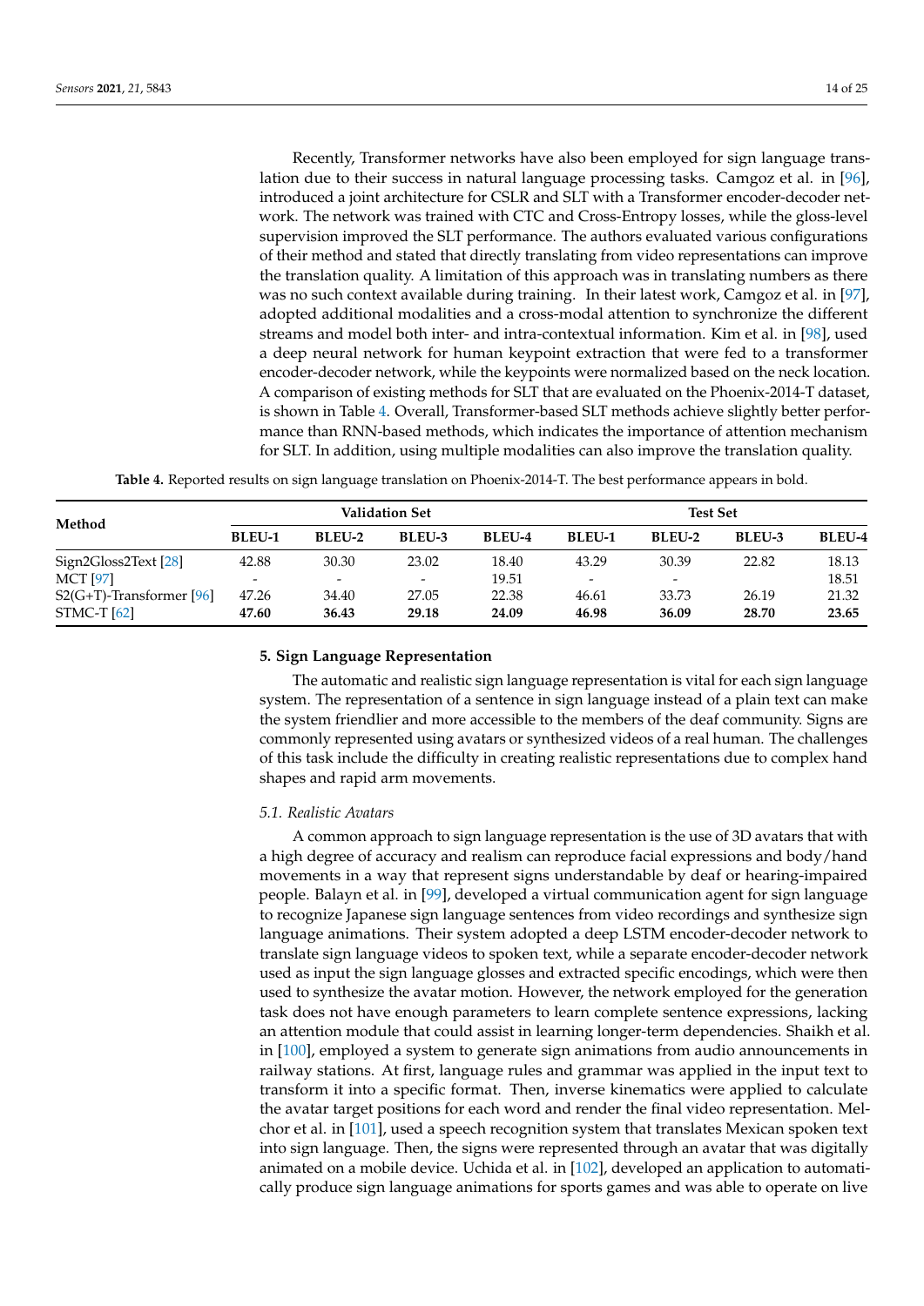Recently, Transformer networks have also been employed for sign language translation due to their success in natural language processing tasks. Camgoz et al. in [96], introduced a joint architecture for CSLR and SLT with a Transformer encoder-decoder network. The network was trained with CTC and Cross-Entropy losses, while the gloss-level supervision improved the SLT performance. The authors evaluated various configurations of their method and stated that directly translating from video representations can improve the translation quality. A limitation of this approach was in translating numbers as there was no such context available during training. In their latest work, Camgoz et al. in [97], adopted additional modalities and a cross-modal attention to synchronize the different streams and model both inter- and intra-contextual information. Kim et al. in [98], used a deep neural network for human keypoint extraction that were fed to a transformer encoder-decoder network, while the keypoints were normalized based on the neck location. A comparison of existing methods for SLT that are evaluated on the Phoenix-2014-T dataset, is shown in Table 4. Overall, Transformer-based SLT methods achieve slightly better performance than RNN-based methods, which indicates the importance of attention mechanism for SLT. In addition, using multiple modalities can also improve the translation quality.

**Table 4.** Reported results on sign language translation on Phoenix-2014-T. The best performance appears in bold.

| Method | Validation Set | | | | Test Set | | | |
|---|---|---|---|---|---|---|---|---|
| | BLEU-1 | BLEU-2 | BLEU-3 | BLEU-4 | BLEU-1 | BLEU-2 | BLEU-3 | BLEU-4 |
| Sign2Gloss2Text [28] | 42.88 | 30.30 | 23.02 | 18.40 | 43.29 | 30.39 | 22.82 | 18.13 |
| MCT [97] | - | - | - | 19.51 | - | - | | 18.51 |
| S2(G+T)-Transformer [96] | 47.26 | 34.40 | 27.05 | 22.38 | 46.61 | 33.73 | 26.19 | 21.32 |
| STMC-T [62] | **47.60** | **36.43** | **29.18** | **24.09** | **46.98** | **36.09** | **28.70** | **23.65** |

## 5. Sign Language Representation

The automatic and realistic sign language representation is vital for each sign language system. The representation of a sentence in sign language instead of a plain text can make the system friendlier and more accessible to the members of the deaf community. Signs are commonly represented using avatars or synthesized videos of a real human. The challenges of this task include the difficulty in creating realistic representations due to complex hand shapes and rapid arm movements.

### *5.1. Realistic Avatars*

A common approach to sign language representation is the use of 3D avatars that with a high degree of accuracy and realism can reproduce facial expressions and body/hand movements in a way that represent signs understandable by deaf or hearing-impaired people. Balayn et al. in [99], developed a virtual communication agent for sign language to recognize Japanese sign language sentences from video recordings and synthesize sign language animations. Their system adopted a deep LSTM encoder-decoder network to translate sign language videos to spoken text, while a separate encoder-decoder network used as input the sign language glosses and extracted specific encodings, which were then used to synthesize the avatar motion. However, the network employed for the generation task does not have enough parameters to learn complete sentence expressions, lacking an attention module that could assist in learning longer-term dependencies. Shaikh et al. in [100], employed a system to generate sign animations from audio announcements in railway stations. At first, language rules and grammar was applied in the input text to transform it into a specific format. Then, inverse kinematics were applied to calculate the avatar target positions for each word and render the final video representation. Melchor et al. in [101], used a speech recognition system that translates Mexican spoken text into sign language. Then, the signs were represented through an avatar that was digitally animated on a mobile device. Uchida et al. in [102], developed an application to automatically produce sign language animations for sports games and was able to operate on live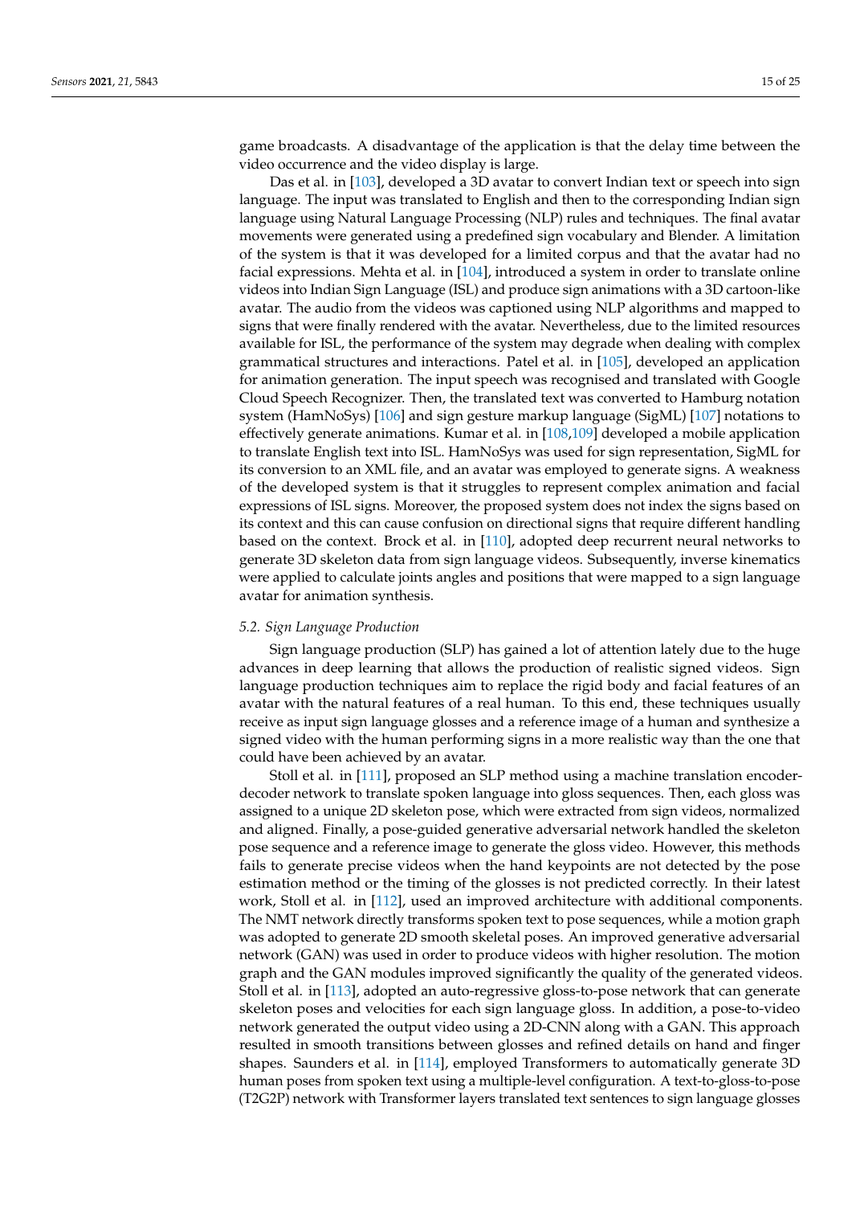game broadcasts. A disadvantage of the application is that the delay time between the video occurrence and the video display is large.

Das et al. in [103], developed a 3D avatar to convert Indian text or speech into sign language. The input was translated to English and then to the corresponding Indian sign language using Natural Language Processing (NLP) rules and techniques. The final avatar movements were generated using a predefined sign vocabulary and Blender. A limitation of the system is that it was developed for a limited corpus and that the avatar had no facial expressions. Mehta et al. in [104], introduced a system in order to translate online videos into Indian Sign Language (ISL) and produce sign animations with a 3D cartoon-like avatar. The audio from the videos was captioned using NLP algorithms and mapped to signs that were finally rendered with the avatar. Nevertheless, due to the limited resources available for ISL, the performance of the system may degrade when dealing with complex grammatical structures and interactions. Patel et al. in [105], developed an application for animation generation. The input speech was recognised and translated with Google Cloud Speech Recognizer. Then, the translated text was converted to Hamburg notation system (HamNoSys) [106] and sign gesture markup language (SigML) [107] notations to effectively generate animations. Kumar et al. in [108,109] developed a mobile application to translate English text into ISL. HamNoSys was used for sign representation, SigML for its conversion to an XML file, and an avatar was employed to generate signs. A weakness of the developed system is that it struggles to represent complex animation and facial expressions of ISL signs. Moreover, the proposed system does not index the signs based on its context and this can cause confusion on directional signs that require different handling based on the context. Brock et al. in [110], adopted deep recurrent neural networks to generate 3D skeleton data from sign language videos. Subsequently, inverse kinematics were applied to calculate joints angles and positions that were mapped to a sign language avatar for animation synthesis.

### *5.2. Sign Language Production*

Sign language production (SLP) has gained a lot of attention lately due to the huge advances in deep learning that allows the production of realistic signed videos. Sign language production techniques aim to replace the rigid body and facial features of an avatar with the natural features of a real human. To this end, these techniques usually receive as input sign language glosses and a reference image of a human and synthesize a signed video with the human performing signs in a more realistic way than the one that could have been achieved by an avatar.

Stoll et al. in [111], proposed an SLP method using a machine translation encoder-decoder network to translate spoken language into gloss sequences. Then, each gloss was assigned to a unique 2D skeleton pose, which were extracted from sign videos, normalized and aligned. Finally, a pose-guided generative adversarial network handled the skeleton pose sequence and a reference image to generate the gloss video. However, this methods fails to generate precise videos when the hand keypoints are not detected by the pose estimation method or the timing of the glosses is not predicted correctly. In their latest work, Stoll et al. in [112], used an improved architecture with additional components. The NMT network directly transforms spoken text to pose sequences, while a motion graph was adopted to generate 2D smooth skeletal poses. An improved generative adversarial network (GAN) was used in order to produce videos with higher resolution. The motion graph and the GAN modules improved significantly the quality of the generated videos. Stoll et al. in [113], adopted an auto-regressive gloss-to-pose network that can generate skeleton poses and velocities for each sign language gloss. In addition, a pose-to-video network generated the output video using a 2D-CNN along with a GAN. This approach resulted in smooth transitions between glosses and refined details on hand and finger shapes. Saunders et al. in [114], employed Transformers to automatically generate 3D human poses from spoken text using a multiple-level configuration. A text-to-gloss-to-pose (T2G2P) network with Transformer layers translated text sentences to sign language glosses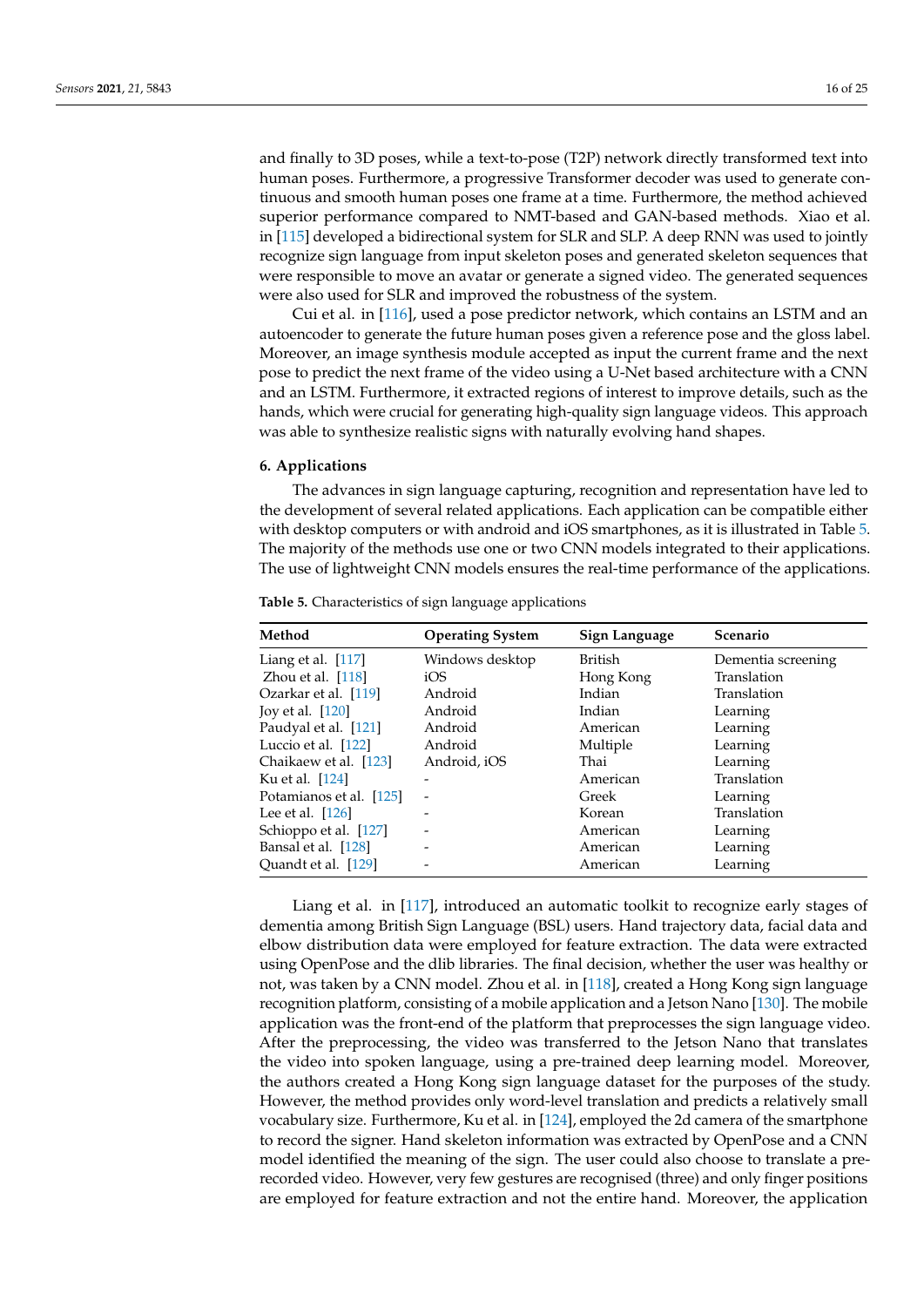and finally to 3D poses, while a text-to-pose (T2P) network directly transformed text into human poses. Furthermore, a progressive Transformer decoder was used to generate continuous and smooth human poses one frame at a time. Furthermore, the method achieved superior performance compared to NMT-based and GAN-based methods. Xiao et al. in [115] developed a bidirectional system for SLR and SLP. A deep RNN was used to jointly recognize sign language from input skeleton poses and generated skeleton sequences that were responsible to move an avatar or generate a signed video. The generated sequences were also used for SLR and improved the robustness of the system.

Cui et al. in [116], used a pose predictor network, which contains an LSTM and an autoencoder to generate the future human poses given a reference pose and the gloss label. Moreover, an image synthesis module accepted as input the current frame and the next pose to predict the next frame of the video using a U-Net based architecture with a CNN and an LSTM. Furthermore, it extracted regions of interest to improve details, such as the hands, which were crucial for generating high-quality sign language videos. This approach was able to synthesize realistic signs with naturally evolving hand shapes.

## 6. Applications

The advances in sign language capturing, recognition and representation have led to the development of several related applications. Each application can be compatible either with desktop computers or with android and iOS smartphones, as it is illustrated in Table 5. The majority of the methods use one or two CNN models integrated to their applications. The use of lightweight CNN models ensures the real-time performance of the applications.

**Table 5.** Characteristics of sign language applications

| Method | Operating System | Sign Language | Scenario |
|---|---|---|---|
| Liang et al. [117] | Windows desktop | British | Dementia screening |
| Zhou et al. [118] | iOS | Hong Kong | Translation |
| Ozarkar et al. [119] | Android | Indian | Translation |
| Joy et al. [120] | Android | Indian | Learning |
| Paudyal et al. [121] | Android | American | Learning |
| Luccio et al. [122] | Android | Multiple | Learning |
| Chaikaew et al. [123] | Android, iOS | Thai | Learning |
| Ku et al. [124] | - | American | Translation |
| Potamianos et al. [125] | - | Greek | Learning |
| Lee et al. [126] | - | Korean | Translation |
| Schioppo et al. [127] | - | American | Learning |
| Bansal et al. [128] | - | American | Learning |
| Quandt et al. [129] | - | American | Learning |

Liang et al. in [117], introduced an automatic toolkit to recognize early stages of dementia among British Sign Language (BSL) users. Hand trajectory data, facial data and elbow distribution data were employed for feature extraction. The data were extracted using OpenPose and the dlib libraries. The final decision, whether the user was healthy or not, was taken by a CNN model. Zhou et al. in [118], created a Hong Kong sign language recognition platform, consisting of a mobile application and a Jetson Nano [130]. The mobile application was the front-end of the platform that preprocesses the sign language video. After the preprocessing, the video was transferred to the Jetson Nano that translates the video into spoken language, using a pre-trained deep learning model. Moreover, the authors created a Hong Kong sign language dataset for the purposes of the study. However, the method provides only word-level translation and predicts a relatively small vocabulary size. Furthermore, Ku et al. in [124], employed the 2d camera of the smartphone to record the signer. Hand skeleton information was extracted by OpenPose and a CNN model identified the meaning of the sign. The user could also choose to translate a pre-recorded video. However, very few gestures are recognised (three) and only finger positions are employed for feature extraction and not the entire hand. Moreover, the application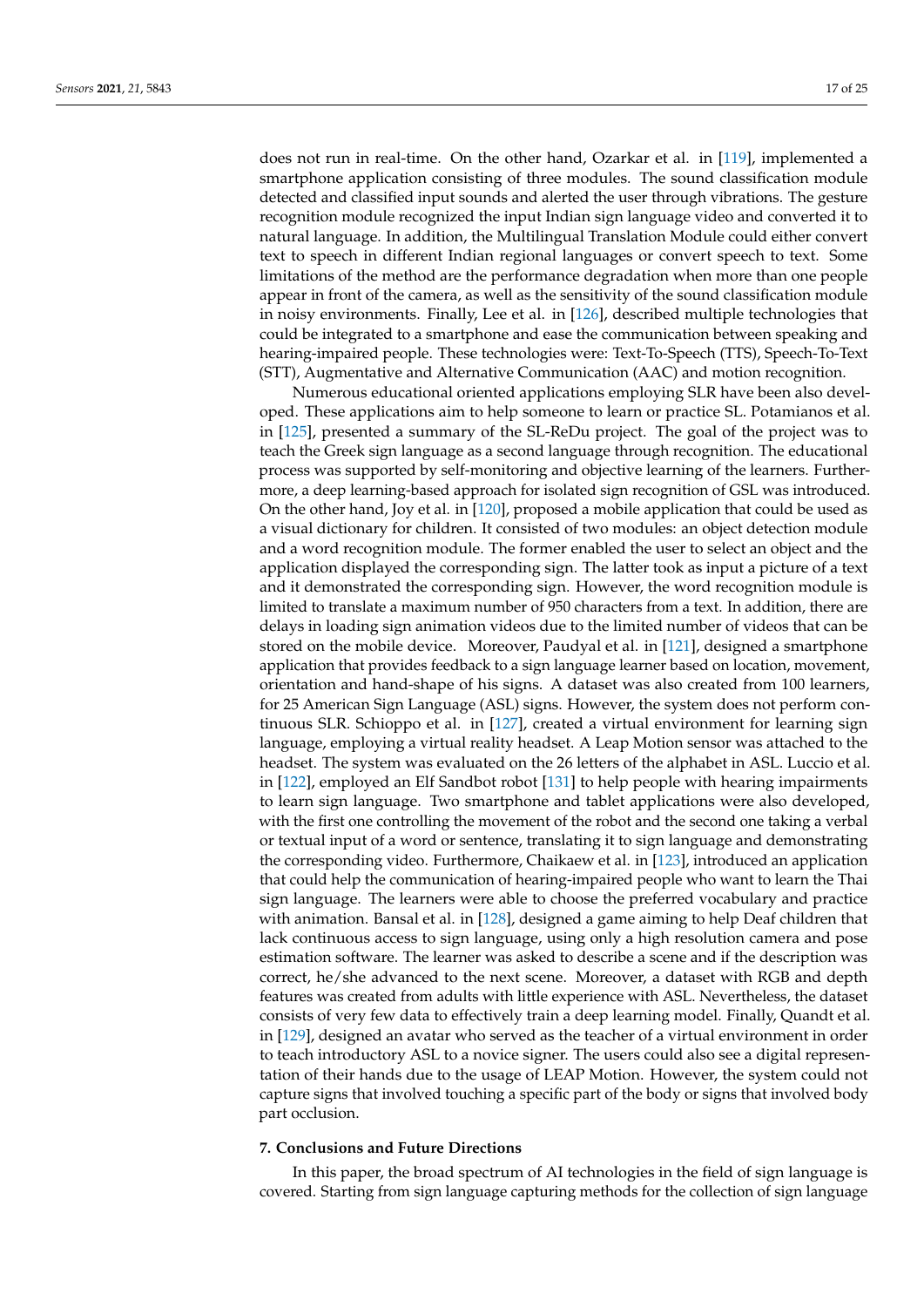does not run in real-time. On the other hand, Ozarkar et al. in [119], implemented a smartphone application consisting of three modules. The sound classification module detected and classified input sounds and alerted the user through vibrations. The gesture recognition module recognized the input Indian sign language video and converted it to natural language. In addition, the Multilingual Translation Module could either convert text to speech in different Indian regional languages or convert speech to text. Some limitations of the method are the performance degradation when more than one people appear in front of the camera, as well as the sensitivity of the sound classification module in noisy environments. Finally, Lee et al. in [126], described multiple technologies that could be integrated to a smartphone and ease the communication between speaking and hearing-impaired people. These technologies were: Text-To-Speech (TTS), Speech-To-Text (STT), Augmentative and Alternative Communication (AAC) and motion recognition.

Numerous educational oriented applications employing SLR have been also developed. These applications aim to help someone to learn or practice SL. Potamianos et al. in [125], presented a summary of the SL-ReDu project. The goal of the project was to teach the Greek sign language as a second language through recognition. The educational process was supported by self-monitoring and objective learning of the learners. Furthermore, a deep learning-based approach for isolated sign recognition of GSL was introduced. On the other hand, Joy et al. in [120], proposed a mobile application that could be used as a visual dictionary for children. It consisted of two modules: an object detection module and a word recognition module. The former enabled the user to select an object and the application displayed the corresponding sign. The latter took as input a picture of a text and it demonstrated the corresponding sign. However, the word recognition module is limited to translate a maximum number of 950 characters from a text. In addition, there are delays in loading sign animation videos due to the limited number of videos that can be stored on the mobile device. Moreover, Paudyal et al. in [121], designed a smartphone application that provides feedback to a sign language learner based on location, movement, orientation and hand-shape of his signs. A dataset was also created from 100 learners, for 25 American Sign Language (ASL) signs. However, the system does not perform continuous SLR. Schioppo et al. in [127], created a virtual environment for learning sign language, employing a virtual reality headset. A Leap Motion sensor was attached to the headset. The system was evaluated on the 26 letters of the alphabet in ASL. Luccio et al. in [122], employed an Elf Sandbot robot [131] to help people with hearing impairments to learn sign language. Two smartphone and tablet applications were also developed, with the first one controlling the movement of the robot and the second one taking a verbal or textual input of a word or sentence, translating it to sign language and demonstrating the corresponding video. Furthermore, Chaikaew et al. in [123], introduced an application that could help the communication of hearing-impaired people who want to learn the Thai sign language. The learners were able to choose the preferred vocabulary and practice with animation. Bansal et al. in [128], designed a game aiming to help Deaf children that lack continuous access to sign language, using only a high resolution camera and pose estimation software. The learner was asked to describe a scene and if the description was correct, he/she advanced to the next scene. Moreover, a dataset with RGB and depth features was created from adults with little experience with ASL. Nevertheless, the dataset consists of very few data to effectively train a deep learning model. Finally, Quandt et al. in [129], designed an avatar who served as the teacher of a virtual environment in order to teach introductory ASL to a novice signer. The users could also see a digital representation of their hands due to the usage of LEAP Motion. However, the system could not capture signs that involved touching a specific part of the body or signs that involved body part occlusion.

## 7. Conclusions and Future Directions

In this paper, the broad spectrum of AI technologies in the field of sign language is covered. Starting from sign language capturing methods for the collection of sign language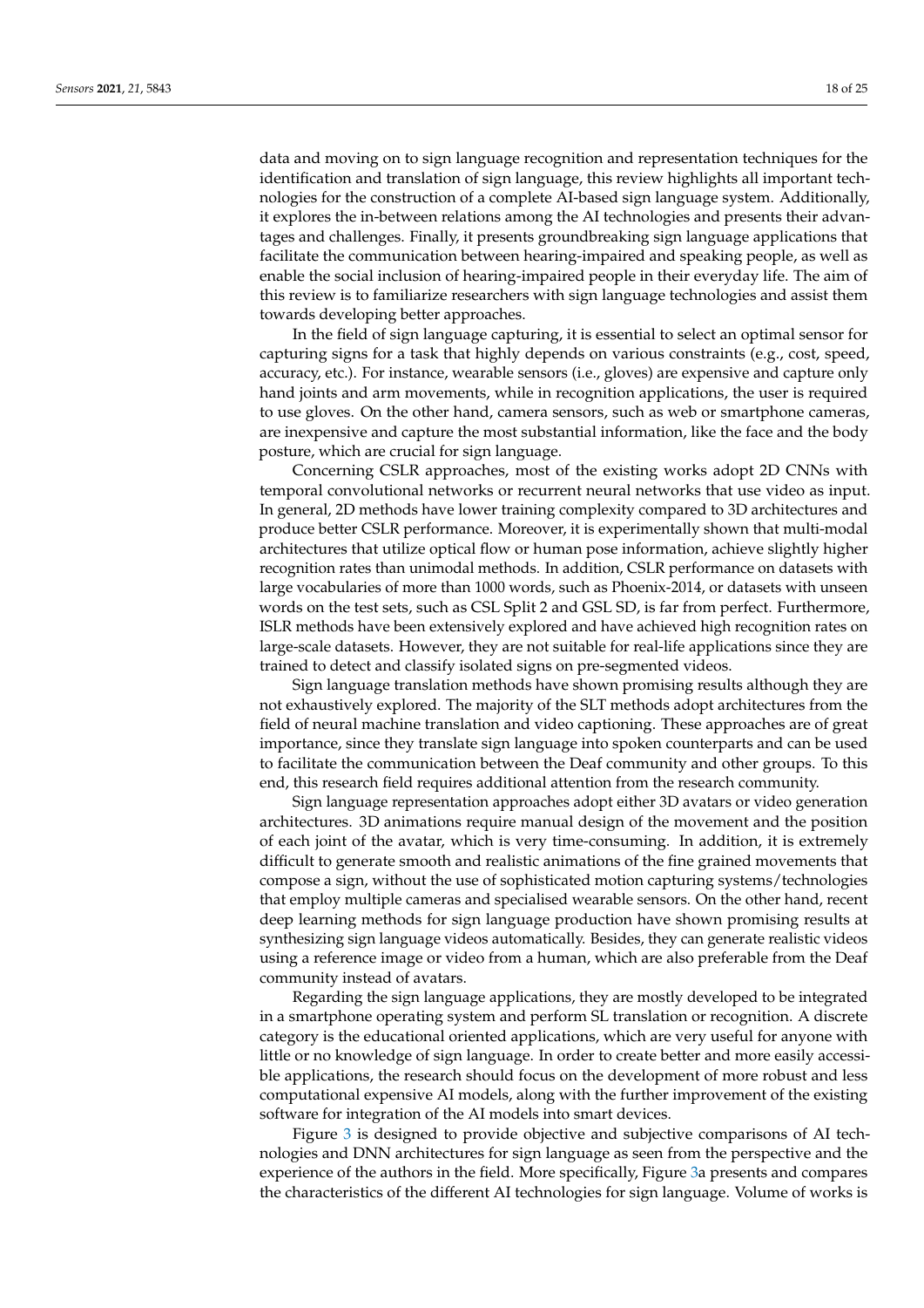data and moving on to sign language recognition and representation techniques for the identification and translation of sign language, this review highlights all important technologies for the construction of a complete AI-based sign language system. Additionally, it explores the in-between relations among the AI technologies and presents their advantages and challenges. Finally, it presents groundbreaking sign language applications that facilitate the communication between hearing-impaired and speaking people, as well as enable the social inclusion of hearing-impaired people in their everyday life. The aim of this review is to familiarize researchers with sign language technologies and assist them towards developing better approaches.

In the field of sign language capturing, it is essential to select an optimal sensor for capturing signs for a task that highly depends on various constraints (e.g., cost, speed, accuracy, etc.). For instance, wearable sensors (i.e., gloves) are expensive and capture only hand joints and arm movements, while in recognition applications, the user is required to use gloves. On the other hand, camera sensors, such as web or smartphone cameras, are inexpensive and capture the most substantial information, like the face and the body posture, which are crucial for sign language.

Concerning CSLR approaches, most of the existing works adopt 2D CNNs with temporal convolutional networks or recurrent neural networks that use video as input. In general, 2D methods have lower training complexity compared to 3D architectures and produce better CSLR performance. Moreover, it is experimentally shown that multi-modal architectures that utilize optical flow or human pose information, achieve slightly higher recognition rates than unimodal methods. In addition, CSLR performance on datasets with large vocabularies of more than 1000 words, such as Phoenix-2014, or datasets with unseen words on the test sets, such as CSL Split 2 and GSL SD, is far from perfect. Furthermore, ISLR methods have been extensively explored and have achieved high recognition rates on large-scale datasets. However, they are not suitable for real-life applications since they are trained to detect and classify isolated signs on pre-segmented videos.

Sign language translation methods have shown promising results although they are not exhaustively explored. The majority of the SLT methods adopt architectures from the field of neural machine translation and video captioning. These approaches are of great importance, since they translate sign language into spoken counterparts and can be used to facilitate the communication between the Deaf community and other groups. To this end, this research field requires additional attention from the research community.

Sign language representation approaches adopt either 3D avatars or video generation architectures. 3D animations require manual design of the movement and the position of each joint of the avatar, which is very time-consuming. In addition, it is extremely difficult to generate smooth and realistic animations of the fine grained movements that compose a sign, without the use of sophisticated motion capturing systems/technologies that employ multiple cameras and specialised wearable sensors. On the other hand, recent deep learning methods for sign language production have shown promising results at synthesizing sign language videos automatically. Besides, they can generate realistic videos using a reference image or video from a human, which are also preferable from the Deaf community instead of avatars.

Regarding the sign language applications, they are mostly developed to be integrated in a smartphone operating system and perform SL translation or recognition. A discrete category is the educational oriented applications, which are very useful for anyone with little or no knowledge of sign language. In order to create better and more easily accessible applications, the research should focus on the development of more robust and less computational expensive AI models, along with the further improvement of the existing software for integration of the AI models into smart devices.

Figure 3 is designed to provide objective and subjective comparisons of AI technologies and DNN architectures for sign language as seen from the perspective and the experience of the authors in the field. More specifically, Figure 3a presents and compares the characteristics of the different AI technologies for sign language. Volume of works is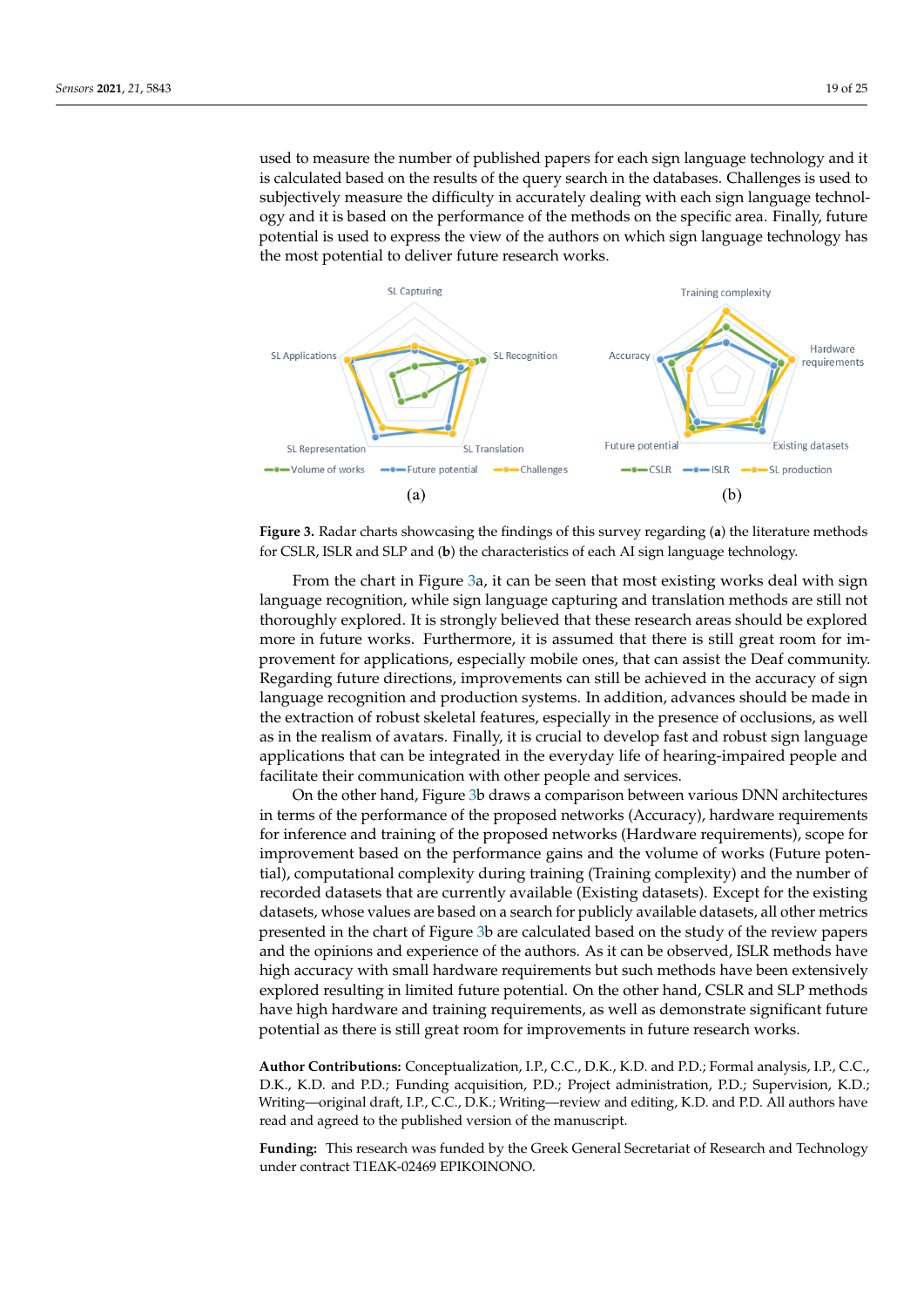used to measure the number of published papers for each sign language technology and it is calculated based on the results of the query search in the databases. Challenges is used to subjectively measure the difficulty in accurately dealing with each sign language technology and it is based on the performance of the methods on the specific area. Finally, future potential is used to express the view of the authors on which sign language technology has the most potential to deliver future research works.

**Figure 3.** Radar charts showcasing the findings of this survey regarding (**a**) the literature methods for CSLR, ISLR and SLP and (**b**) the characteristics of each AI sign language technology.

From the chart in Figure 3a, it can be seen that most existing works deal with sign language recognition, while sign language capturing and translation methods are still not thoroughly explored. It is strongly believed that these research areas should be explored more in future works. Furthermore, it is assumed that there is still great room for improvement for applications, especially mobile ones, that can assist the Deaf community. Regarding future directions, improvements can still be achieved in the accuracy of sign language recognition and production systems. In addition, advances should be made in the extraction of robust skeletal features, especially in the presence of occlusions, as well as in the realism of avatars. Finally, it is crucial to develop fast and robust sign language applications that can be integrated in the everyday life of hearing-impaired people and facilitate their communication with other people and services.

On the other hand, Figure 3b draws a comparison between various DNN architectures in terms of the performance of the proposed networks (Accuracy), hardware requirements for inference and training of the proposed networks (Hardware requirements), scope for improvement based on the performance gains and the volume of works (Future potential), computational complexity during training (Training complexity) and the number of recorded datasets that are currently available (Existing datasets). Except for the existing datasets, whose values are based on a search for publicly available datasets, all other metrics presented in the chart of Figure 3b are calculated based on the study of the review papers and the opinions and experience of the authors. As it can be observed, ISLR methods have high accuracy with small hardware requirements but such methods have been extensively explored resulting in limited future potential. On the other hand, CSLR and SLP methods have high hardware and training requirements, as well as demonstrate significant future potential as there is still great room for improvements in future research works.

**Author Contributions:** Conceptualization, I.P., C.C., D.K., K.D. and P.D.; Formal analysis, I.P., C.C., D.K., K.D. and P.D.; Funding acquisition, P.D.; Project administration, P.D.; Supervision, K.D.; Writing—original draft, I.P., C.C., D.K.; Writing—review and editing, K.D. and P.D. All authors have read and agreed to the published version of the manuscript.

**Funding:** This research was funded by the Greek General Secretariat of Research and Technology under contract T1EΔK-02469 EPIKOINONO.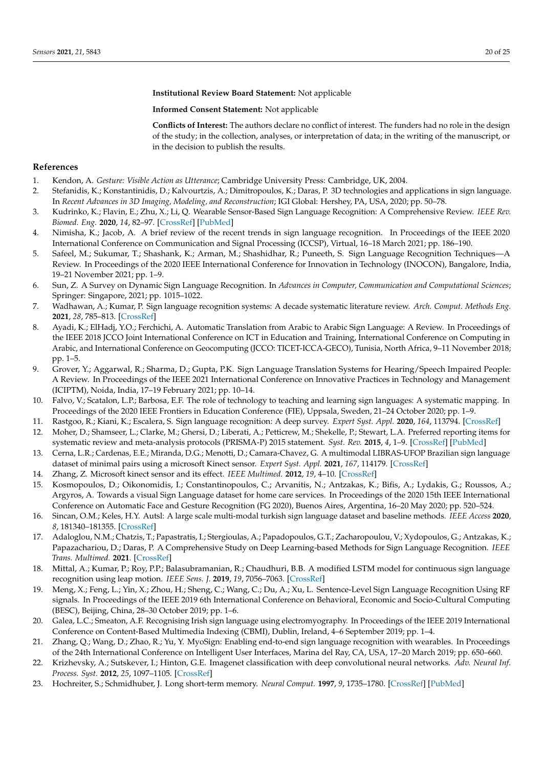**Institutional Review Board Statement:** Not applicable

**Informed Consent Statement:** Not applicable

**Conflicts of Interest:** The authors declare no conflict of interest. The funders had no role in the design of the study; in the collection, analyses, or interpretation of data; in the writing of the manuscript, or in the decision to publish the results.

## References

1. Kendon, A. *Gesture: Visible Action as Utterance*; Cambridge University Press: Cambridge, UK, 2004.
2. Stefanidis, K.; Konstantinidis, D.; Kalvourtzis, A.; Dimitropoulos, K.; Daras, P. 3D technologies and applications in sign language. In *Recent Advances in 3D Imaging, Modeling, and Reconstruction*; IGI Global: Hershey, PA, USA, 2020; pp. 50–78.
3. Kudrinko, K.; Flavin, E.; Zhu, X.; Li, Q. Wearable Sensor-Based Sign Language Recognition: A Comprehensive Review. *IEEE Rev. Biomed. Eng.* **2020**, *14*, 82–97. [CrossRef] [PubMed]
4. Nimisha, K.; Jacob, A. A brief review of the recent trends in sign language recognition. In Proceedings of the IEEE 2020 International Conference on Communication and Signal Processing (ICCSP), Virtual, 16–18 March 2021; pp. 186–190.
5. Safeel, M.; Sukumar, T.; Shashank, K.; Arman, M.; Shashidhar, R.; Puneeth, S. Sign Language Recognition Techniques—A Review. In Proceedings of the 2020 IEEE International Conference for Innovation in Technology (INOCON), Bangalore, India, 19–21 November 2021; pp. 1–9.
6. Sun, Z. A Survey on Dynamic Sign Language Recognition. In *Advances in Computer, Communication and Computational Sciences*; Springer: Singapore, 2021; pp. 1015–1022.
7. Wadhawan, A.; Kumar, P. Sign language recognition systems: A decade systematic literature review. *Arch. Comput. Methods Eng.* **2021**, *28*, 785–813. [CrossRef]
8. Ayadi, K.; ElHadj, Y.O.; Ferchichi, A. Automatic Translation from Arabic to Arabic Sign Language: A Review. In Proceedings of the IEEE 2018 JCCO Joint International Conference on ICT in Education and Training, International Conference on Computing in Arabic, and International Conference on Geocomputing (JCCO: TICET-ICCA-GECO), Tunisia, North Africa, 9–11 November 2018; pp. 1–5.
9. Grover, Y.; Aggarwal, R.; Sharma, D.; Gupta, P.K. Sign Language Translation Systems for Hearing/Speech Impaired People: A Review. In Proceedings of the IEEE 2021 International Conference on Innovative Practices in Technology and Management (ICIPTM), Noida, India, 17–19 February 2021; pp. 10–14.
10. Falvo, V.; Scatalon, L.P.; Barbosa, E.F. The role of technology to teaching and learning sign languages: A systematic mapping. In Proceedings of the 2020 IEEE Frontiers in Education Conference (FIE), Uppsala, Sweden, 21–24 October 2020; pp. 1–9.
11. Rastgoo, R.; Kiani, K.; Escalera, S. Sign language recognition: A deep survey. *Expert Syst. Appl.* **2020**, *164*, 113794. [CrossRef]
12. Moher, D.; Shamseer, L.; Clarke, M.; Ghersi, D.; Liberati, A.; Petticrew, M.; Shekelle, P.; Stewart, L.A. Preferred reporting items for systematic review and meta-analysis protocols (PRISMA-P) 2015 statement. *Syst. Rev.* **2015**, *4*, 1–9. [CrossRef] [PubMed]
13. Cerna, L.R.; Cardenas, E.E.; Miranda, D.G.; Menotti, D.; Camara-Chavez, G. A multimodal LIBRAS-UFOP Brazilian sign language dataset of minimal pairs using a microsoft Kinect sensor. *Expert Syst. Appl.* **2021**, *167*, 114179. [CrossRef]
14. Zhang, Z. Microsoft kinect sensor and its effect. *IEEE Multimed.* **2012**, *19*, 4–10. [CrossRef]
15. Kosmopoulos, D.; Oikonomidis, I.; Constantinopoulos, C.; Arvanitis, N.; Antzakas, K.; Bifis, A.; Lydakis, G.; Roussos, A.; Argyros, A. Towards a visual Sign Language dataset for home care services. In Proceedings of the 2020 15th IEEE International Conference on Automatic Face and Gesture Recognition (FG 2020), Buenos Aires, Argentina, 16–20 May 2020; pp. 520–524.
16. Sincan, O.M.; Keles, H.Y. Autsl: A large scale multi-modal turkish sign language dataset and baseline methods. *IEEE Access* **2020**, *8*, 181340–181355. [CrossRef]
17. Adaloglou, N.M.; Chatzis, T.; Papastratis, I.; Stergioulas, A.; Papadopoulos, G.T.; Zacharopoulou, V.; Xydopoulos, G.; Antzakas, K.; Papazachariou, D.; Daras, P. A Comprehensive Study on Deep Learning-based Methods for Sign Language Recognition. *IEEE Trans. Multimed.* **2021**. [CrossRef]
18. Mittal, A.; Kumar, P.; Roy, P.P.; Balasubramanian, R.; Chaudhuri, B.B. A modified LSTM model for continuous sign language recognition using leap motion. *IEEE Sens. J.* **2019**, *19*, 7056–7063. [CrossRef]
19. Meng, X.; Feng, L.; Yin, X.; Zhou, H.; Sheng, C.; Wang, C.; Du, A.; Xu, L. Sentence-Level Sign Language Recognition Using RF signals. In Proceedings of the IEEE 2019 6th International Conference on Behavioral, Economic and Socio-Cultural Computing (BESC), Beijing, China, 28–30 October 2019; pp. 1–6.
20. Galea, L.C.; Smeaton, A.F. Recognising Irish sign language using electromyography. In Proceedings of the IEEE 2019 International Conference on Content-Based Multimedia Indexing (CBMI), Dublin, Ireland, 4–6 September 2019; pp. 1–4.
21. Zhang, Q.; Wang, D.; Zhao, R.; Yu, Y. MyoSign: Enabling end-to-end sign language recognition with wearables. In Proceedings of the 24th International Conference on Intelligent User Interfaces, Marina del Ray, CA, USA, 17–20 March 2019; pp. 650–660.
22. Krizhevsky, A.; Sutskever, I.; Hinton, G.E. Imagenet classification with deep convolutional neural networks. *Adv. Neural Inf. Process. Syst.* **2012**, *25*, 1097–1105. [CrossRef]
23. Hochreiter, S.; Schmidhuber, J. Long short-term memory. *Neural Comput.* **1997**, *9*, 1735–1780. [CrossRef] [PubMed]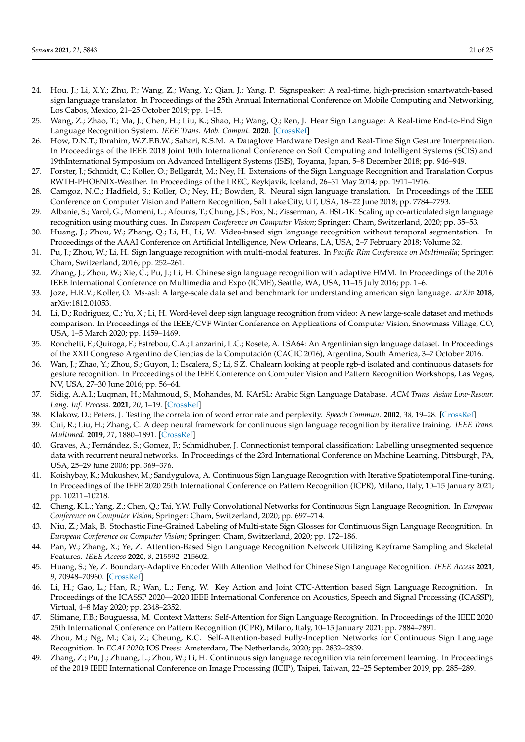24. Hou, J.; Li, X.Y.; Zhu, P.; Wang, Z.; Wang, Y.; Qian, J.; Yang, P. Signspeaker: A real-time, high-precision smartwatch-based sign language translator. In Proceedings of the 25th Annual International Conference on Mobile Computing and Networking, Los Cabos, Mexico, 21–25 October 2019; pp. 1–15.
25. Wang, Z.; Zhao, T.; Ma, J.; Chen, H.; Liu, K.; Shao, H.; Wang, Q.; Ren, J. Hear Sign Language: A Real-time End-to-End Sign Language Recognition System. *IEEE Trans. Mob. Comput.* **2020**. [CrossRef]
26. How, D.N.T.; Ibrahim, W.Z.F.B.W.; Sahari, K.S.M. A Dataglove Hardware Design and Real-Time Sign Gesture Interpretation. In Proceedings of the IEEE 2018 Joint 10th International Conference on Soft Computing and Intelligent Systems (SCIS) and 19thInternational Symposium on Advanced Intelligent Systems (ISIS), Toyama, Japan, 5–8 December 2018; pp. 946–949.
27. Forster, J.; Schmidt, C.; Koller, O.; Bellgardt, M.; Ney, H. Extensions of the Sign Language Recognition and Translation Corpus RWTH-PHOENIX-Weather. In Proceedings of the LREC, Reykjavik, Iceland, 26–31 May 2014; pp. 1911–1916.
28. Camgoz, N.C.; Hadfield, S.; Koller, O.; Ney, H.; Bowden, R. Neural sign language translation. In Proceedings of the IEEE Conference on Computer Vision and Pattern Recognition, Salt Lake City, UT, USA, 18–22 June 2018; pp. 7784–7793.
29. Albanie, S.; Varol, G.; Momeni, L.; Afouras, T.; Chung, J.S.; Fox, N.; Zisserman, A. BSL-1K: Scaling up co-articulated sign language recognition using mouthing cues. In *European Conference on Computer Vision*; Springer: Cham, Switzerland, 2020; pp. 35–53.
30. Huang, J.; Zhou, W.; Zhang, Q.; Li, H.; Li, W. Video-based sign language recognition without temporal segmentation. In Proceedings of the AAAI Conference on Artificial Intelligence, New Orleans, LA, USA, 2–7 February 2018; Volume 32.
31. Pu, J.; Zhou, W.; Li, H. Sign language recognition with multi-modal features. In *Pacific Rim Conference on Multimedia*; Springer: Cham, Switzerland, 2016; pp. 252–261.
32. Zhang, J.; Zhou, W.; Xie, C.; Pu, J.; Li, H. Chinese sign language recognition with adaptive HMM. In Proceedings of the 2016 IEEE International Conference on Multimedia and Expo (ICME), Seattle, WA, USA, 11–15 July 2016; pp. 1–6.
33. Joze, H.R.V.; Koller, O. Ms-asl: A large-scale data set and benchmark for understanding american sign language. *arXiv* **2018**, arXiv:1812.01053.
34. Li, D.; Rodriguez, C.; Yu, X.; Li, H. Word-level deep sign language recognition from video: A new large-scale dataset and methods comparison. In Proceedings of the IEEE/CVF Winter Conference on Applications of Computer Vision, Snowmass Village, CO, USA, 1–5 March 2020; pp. 1459–1469.
35. Ronchetti, F.; Quiroga, F.; Estrebou, C.A.; Lanzarini, L.C.; Rosete, A. LSA64: An Argentinian sign language dataset. In Proceedings of the XXII Congreso Argentino de Ciencias de la Computación (CACIC 2016), Argentina, South America, 3–7 October 2016.
36. Wan, J.; Zhao, Y.; Zhou, S.; Guyon, I.; Escalera, S.; Li, S.Z. Chalearn looking at people rgb-d isolated and continuous datasets for gesture recognition. In Proceedings of the IEEE Conference on Computer Vision and Pattern Recognition Workshops, Las Vegas, NV, USA, 27–30 June 2016; pp. 56–64.
37. Sidig, A.A.I.; Luqman, H.; Mahmoud, S.; Mohandes, M. KArSL: Arabic Sign Language Database. *ACM Trans. Asian Low-Resour. Lang. Inf. Process.* **2021**, *20*, 1–19. [CrossRef]
38. Klakow, D.; Peters, J. Testing the correlation of word error rate and perplexity. *Speech Commun.* **2002**, *38*, 19–28. [CrossRef]
39. Cui, R.; Liu, H.; Zhang, C. A deep neural framework for continuous sign language recognition by iterative training. *IEEE Trans. Multimed.* **2019**, *21*, 1880–1891. [CrossRef]
40. Graves, A.; Fernández, S.; Gomez, F.; Schmidhuber, J. Connectionist temporal classification: Labelling unsegmented sequence data with recurrent neural networks. In Proceedings of the 23rd International Conference on Machine Learning, Pittsburgh, PA, USA, 25–29 June 2006; pp. 369–376.
41. Koishybay, K.; Mukushev, M.; Sandygulova, A. Continuous Sign Language Recognition with Iterative Spatiotemporal Fine-tuning. In Proceedings of the IEEE 2020 25th International Conference on Pattern Recognition (ICPR), Milano, Italy, 10–15 January 2021; pp. 10211–10218.
42. Cheng, K.L.; Yang, Z.; Chen, Q.; Tai, Y.W. Fully Convolutional Networks for Continuous Sign Language Recognition. In *European Conference on Computer Vision*; Springer: Cham, Switzerland, 2020; pp. 697–714.
43. Niu, Z.; Mak, B. Stochastic Fine-Grained Labeling of Multi-state Sign Glosses for Continuous Sign Language Recognition. In *European Conference on Computer Vision*; Springer: Cham, Switzerland, 2020; pp. 172–186.
44. Pan, W.; Zhang, X.; Ye, Z. Attention-Based Sign Language Recognition Network Utilizing Keyframe Sampling and Skeletal Features. *IEEE Access* **2020**, *8*, 215592–215602.
45. Huang, S.; Ye, Z. Boundary-Adaptive Encoder With Attention Method for Chinese Sign Language Recognition. *IEEE Access* **2021**, *9*, 70948–70960. [CrossRef]
46. Li, H.; Gao, L.; Han, R.; Wan, L.; Feng, W. Key Action and Joint CTC-Attention based Sign Language Recognition. In Proceedings of the ICASSP 2020—2020 IEEE International Conference on Acoustics, Speech and Signal Processing (ICASSP), Virtual, 4–8 May 2020; pp. 2348–2352.
47. Slimane, F.B.; Bouguessa, M. Context Matters: Self-Attention for Sign Language Recognition. In Proceedings of the IEEE 2020 25th International Conference on Pattern Recognition (ICPR), Milano, Italy, 10–15 January 2021; pp. 7884–7891.
48. Zhou, M.; Ng, M.; Cai, Z.; Cheung, K.C. Self-Attention-based Fully-Inception Networks for Continuous Sign Language Recognition. In *ECAI 2020*; IOS Press: Amsterdam, The Netherlands, 2020; pp. 2832–2839.
49. Zhang, Z.; Pu, J.; Zhuang, L.; Zhou, W.; Li, H. Continuous sign language recognition via reinforcement learning. In Proceedings of the 2019 IEEE International Conference on Image Processing (ICIP), Taipei, Taiwan, 22–25 September 2019; pp. 285–289.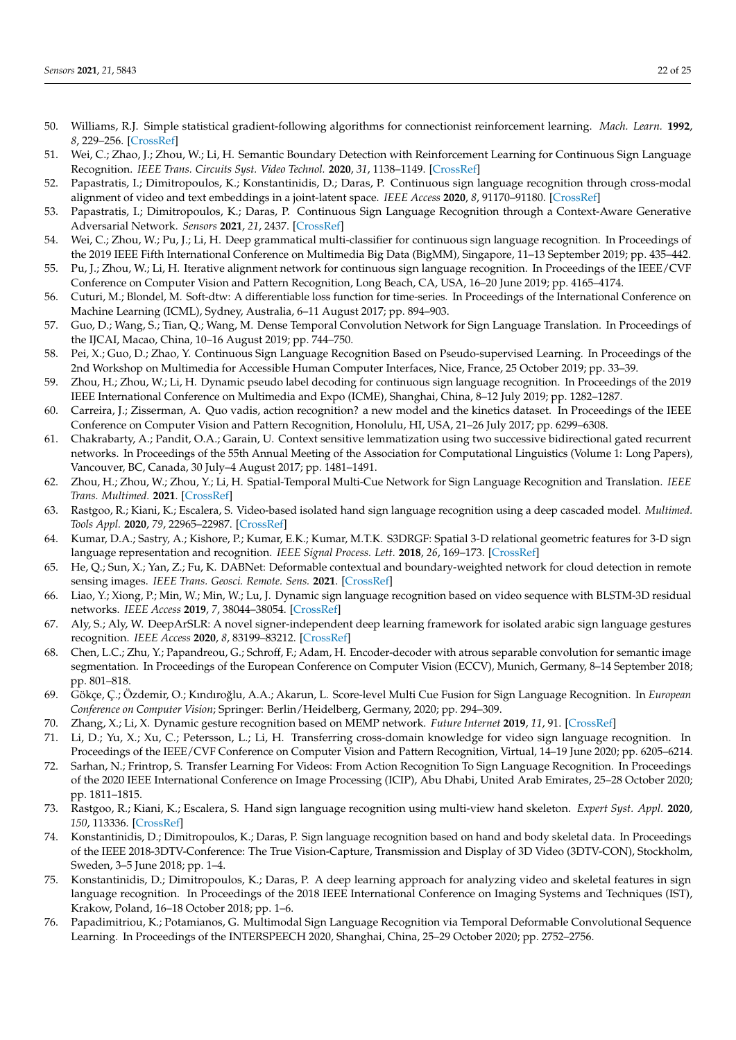50. Williams, R.J. Simple statistical gradient-following algorithms for connectionist reinforcement learning. *Mach. Learn.* **1992**, *8*, 229–256. [CrossRef]
51. Wei, C.; Zhao, J.; Zhou, W.; Li, H. Semantic Boundary Detection with Reinforcement Learning for Continuous Sign Language Recognition. *IEEE Trans. Circuits Syst. Video Technol.* **2020**, *31*, 1138–1149. [CrossRef]
52. Papastratis, I.; Dimitropoulos, K.; Konstantinidis, D.; Daras, P. Continuous sign language recognition through cross-modal alignment of video and text embeddings in a joint-latent space. *IEEE Access* **2020**, *8*, 91170–91180. [CrossRef]
53. Papastratis, I.; Dimitropoulos, K.; Daras, P. Continuous Sign Language Recognition through a Context-Aware Generative Adversarial Network. *Sensors* **2021**, *21*, 2437. [CrossRef]
54. Wei, C.; Zhou, W.; Pu, J.; Li, H. Deep grammatical multi-classifier for continuous sign language recognition. In Proceedings of the 2019 IEEE Fifth International Conference on Multimedia Big Data (BigMM), Singapore, 11–13 September 2019; pp. 435–442.
55. Pu, J.; Zhou, W.; Li, H. Iterative alignment network for continuous sign language recognition. In Proceedings of the IEEE/CVF Conference on Computer Vision and Pattern Recognition, Long Beach, CA, USA, 16–20 June 2019; pp. 4165–4174.
56. Cuturi, M.; Blondel, M. Soft-dtw: A differentiable loss function for time-series. In Proceedings of the International Conference on Machine Learning (ICML), Sydney, Australia, 6–11 August 2017; pp. 894–903.
57. Guo, D.; Wang, S.; Tian, Q.; Wang, M. Dense Temporal Convolution Network for Sign Language Translation. In Proceedings of the IJCAI, Macao, China, 10–16 August 2019; pp. 744–750.
58. Pei, X.; Guo, D.; Zhao, Y. Continuous Sign Language Recognition Based on Pseudo-supervised Learning. In Proceedings of the 2nd Workshop on Multimedia for Accessible Human Computer Interfaces, Nice, France, 25 October 2019; pp. 33–39.
59. Zhou, H.; Zhou, W.; Li, H. Dynamic pseudo label decoding for continuous sign language recognition. In Proceedings of the 2019 IEEE International Conference on Multimedia and Expo (ICME), Shanghai, China, 8–12 July 2019; pp. 1282–1287.
60. Carreira, J.; Zisserman, A. Quo vadis, action recognition? a new model and the kinetics dataset. In Proceedings of the IEEE Conference on Computer Vision and Pattern Recognition, Honolulu, HI, USA, 21–26 July 2017; pp. 6299–6308.
61. Chakrabarty, A.; Pandit, O.A.; Garain, U. Context sensitive lemmatization using two successive bidirectional gated recurrent networks. In Proceedings of the 55th Annual Meeting of the Association for Computational Linguistics (Volume 1: Long Papers), Vancouver, BC, Canada, 30 July–4 August 2017; pp. 1481–1491.
62. Zhou, H.; Zhou, W.; Zhou, Y.; Li, H. Spatial-Temporal Multi-Cue Network for Sign Language Recognition and Translation. *IEEE Trans. Multimed.* **2021**. [CrossRef]
63. Rastgoo, R.; Kiani, K.; Escalera, S. Video-based isolated hand sign language recognition using a deep cascaded model. *Multimed. Tools Appl.* **2020**, *79*, 22965–22987. [CrossRef]
64. Kumar, D.A.; Sastry, A.; Kishore, P.; Kumar, E.K.; Kumar, M.T.K. S3DRGF: Spatial 3-D relational geometric features for 3-D sign language representation and recognition. *IEEE Signal Process. Lett.* **2018**, *26*, 169–173. [CrossRef]
65. He, Q.; Sun, X.; Yan, Z.; Fu, K. DABNet: Deformable contextual and boundary-weighted network for cloud detection in remote sensing images. *IEEE Trans. Geosci. Remote. Sens.* **2021**. [CrossRef]
66. Liao, Y.; Xiong, P.; Min, W.; Min, W.; Lu, J. Dynamic sign language recognition based on video sequence with BLSTM-3D residual networks. *IEEE Access* **2019**, *7*, 38044–38054. [CrossRef]
67. Aly, S.; Aly, W. DeepArSLR: A novel signer-independent deep learning framework for isolated arabic sign language gestures recognition. *IEEE Access* **2020**, *8*, 83199–83212. [CrossRef]
68. Chen, L.C.; Zhu, Y.; Papandreou, G.; Schroff, F.; Adam, H. Encoder-decoder with atrous separable convolution for semantic image segmentation. In Proceedings of the European Conference on Computer Vision (ECCV), Munich, Germany, 8–14 September 2018; pp. 801–818.
69. Gökçe, Ç.; Özdemir, O.; Kındıroğlu, A.A.; Akarun, L. Score-level Multi Cue Fusion for Sign Language Recognition. In *European Conference on Computer Vision*; Springer: Berlin/Heidelberg, Germany, 2020; pp. 294–309.
70. Zhang, X.; Li, X. Dynamic gesture recognition based on MEMP network. *Future Internet* **2019**, *11*, 91. [CrossRef]
71. Li, D.; Yu, X.; Xu, C.; Petersson, L.; Li, H. Transferring cross-domain knowledge for video sign language recognition. In Proceedings of the IEEE/CVF Conference on Computer Vision and Pattern Recognition, Virtual, 14–19 June 2020; pp. 6205–6214.
72. Sarhan, N.; Frintrop, S. Transfer Learning For Videos: From Action Recognition To Sign Language Recognition. In Proceedings of the 2020 IEEE International Conference on Image Processing (ICIP), Abu Dhabi, United Arab Emirates, 25–28 October 2020; pp. 1811–1815.
73. Rastgoo, R.; Kiani, K.; Escalera, S. Hand sign language recognition using multi-view hand skeleton. *Expert Syst. Appl.* **2020**, *150*, 113336. [CrossRef]
74. Konstantinidis, D.; Dimitropoulos, K.; Daras, P. Sign language recognition based on hand and body skeletal data. In Proceedings of the IEEE 2018-3DTV-Conference: The True Vision-Capture, Transmission and Display of 3D Video (3DTV-CON), Stockholm, Sweden, 3–5 June 2018; pp. 1–4.
75. Konstantinidis, D.; Dimitropoulos, K.; Daras, P. A deep learning approach for analyzing video and skeletal features in sign language recognition. In Proceedings of the 2018 IEEE International Conference on Imaging Systems and Techniques (IST), Krakow, Poland, 16–18 October 2018; pp. 1–6.
76. Papadimitriou, K.; Potamianos, G. Multimodal Sign Language Recognition via Temporal Deformable Convolutional Sequence Learning. In Proceedings of the INTERSPEECH 2020, Shanghai, China, 25–29 October 2020; pp. 2752–2756.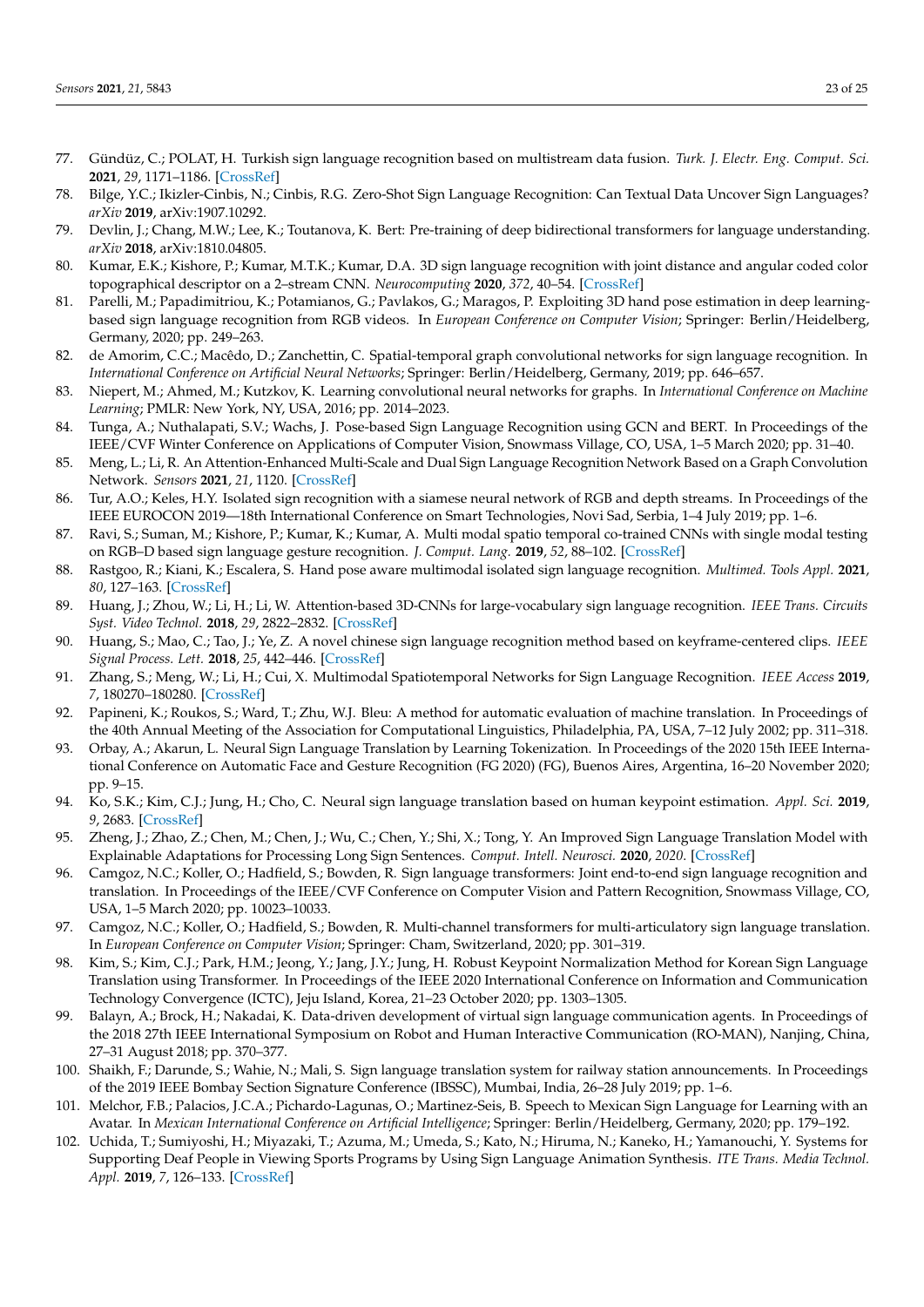77. Gündüz, C.; POLAT, H. Turkish sign language recognition based on multistream data fusion. *Turk. J. Electr. Eng. Comput. Sci.* **2021**, *29*, 1171–1186. [CrossRef]
78. Bilge, Y.C.; Ikizler-Cinbis, N.; Cinbis, R.G. Zero-Shot Sign Language Recognition: Can Textual Data Uncover Sign Languages? *arXiv* **2019**, arXiv:1907.10292.
79. Devlin, J.; Chang, M.W.; Lee, K.; Toutanova, K. Bert: Pre-training of deep bidirectional transformers for language understanding. *arXiv* **2018**, arXiv:1810.04805.
80. Kumar, E.K.; Kishore, P.; Kumar, M.T.K.; Kumar, D.A. 3D sign language recognition with joint distance and angular coded color topographical descriptor on a 2–stream CNN. *Neurocomputing* **2020**, *372*, 40–54. [CrossRef]
81. Parelli, M.; Papadimitriou, K.; Potamianos, G.; Pavlakos, G.; Maragos, P. Exploiting 3D hand pose estimation in deep learning-based sign language recognition from RGB videos. In *European Conference on Computer Vision*; Springer: Berlin/Heidelberg, Germany, 2020; pp. 249–263.
82. de Amorim, C.C.; Macêdo, D.; Zanchettin, C. Spatial-temporal graph convolutional networks for sign language recognition. In *International Conference on Artificial Neural Networks*; Springer: Berlin/Heidelberg, Germany, 2019; pp. 646–657.
83. Niepert, M.; Ahmed, M.; Kutzkov, K. Learning convolutional neural networks for graphs. In *International Conference on Machine Learning*; PMLR: New York, NY, USA, 2016; pp. 2014–2023.
84. Tunga, A.; Nuthalapati, S.V.; Wachs, J. Pose-based Sign Language Recognition using GCN and BERT. In Proceedings of the IEEE/CVF Winter Conference on Applications of Computer Vision, Snowmass Village, CO, USA, 1–5 March 2020; pp. 31–40.
85. Meng, L.; Li, R. An Attention-Enhanced Multi-Scale and Dual Sign Language Recognition Network Based on a Graph Convolution Network. *Sensors* **2021**, *21*, 1120. [CrossRef]
86. Tur, A.O.; Keles, H.Y. Isolated sign recognition with a siamese neural network of RGB and depth streams. In Proceedings of the IEEE EUROCON 2019—18th International Conference on Smart Technologies, Novi Sad, Serbia, 1–4 July 2019; pp. 1–6.
87. Ravi, S.; Suman, M.; Kishore, P.; Kumar, K.; Kumar, A. Multi modal spatio temporal co-trained CNNs with single modal testing on RGB–D based sign language gesture recognition. *J. Comput. Lang.* **2019**, *52*, 88–102. [CrossRef]
88. Rastgoo, R.; Kiani, K.; Escalera, S. Hand pose aware multimodal isolated sign language recognition. *Multimed. Tools Appl.* **2021**, *80*, 127–163. [CrossRef]
89. Huang, J.; Zhou, W.; Li, H.; Li, W. Attention-based 3D-CNNs for large-vocabulary sign language recognition. *IEEE Trans. Circuits Syst. Video Technol.* **2018**, *29*, 2822–2832. [CrossRef]
90. Huang, S.; Mao, C.; Tao, J.; Ye, Z. A novel chinese sign language recognition method based on keyframe-centered clips. *IEEE Signal Process. Lett.* **2018**, *25*, 442–446. [CrossRef]
91. Zhang, S.; Meng, W.; Li, H.; Cui, X. Multimodal Spatiotemporal Networks for Sign Language Recognition. *IEEE Access* **2019**, *7*, 180270–180280. [CrossRef]
92. Papineni, K.; Roukos, S.; Ward, T.; Zhu, W.J. Bleu: A method for automatic evaluation of machine translation. In Proceedings of the 40th Annual Meeting of the Association for Computational Linguistics, Philadelphia, PA, USA, 7–12 July 2002; pp. 311–318.
93. Orbay, A.; Akarun, L. Neural Sign Language Translation by Learning Tokenization. In Proceedings of the 2020 15th IEEE International Conference on Automatic Face and Gesture Recognition (FG 2020) (FG), Buenos Aires, Argentina, 16–20 November 2020; pp. 9–15.
94. Ko, S.K.; Kim, C.J.; Jung, H.; Cho, C. Neural sign language translation based on human keypoint estimation. *Appl. Sci.* **2019**, *9*, 2683. [CrossRef]
95. Zheng, J.; Zhao, Z.; Chen, M.; Chen, J.; Wu, C.; Chen, Y.; Shi, X.; Tong, Y. An Improved Sign Language Translation Model with Explainable Adaptations for Processing Long Sign Sentences. *Comput. Intell. Neurosci.* **2020**, *2020*. [CrossRef]
96. Camgoz, N.C.; Koller, O.; Hadfield, S.; Bowden, R. Sign language transformers: Joint end-to-end sign language recognition and translation. In Proceedings of the IEEE/CVF Conference on Computer Vision and Pattern Recognition, Snowmass Village, CO, USA, 1–5 March 2020; pp. 10023–10033.
97. Camgoz, N.C.; Koller, O.; Hadfield, S.; Bowden, R. Multi-channel transformers for multi-articulatory sign language translation. In *European Conference on Computer Vision*; Springer: Cham, Switzerland, 2020; pp. 301–319.
98. Kim, S.; Kim, C.J.; Park, H.M.; Jeong, Y.; Jang, J.Y.; Jung, H. Robust Keypoint Normalization Method for Korean Sign Language Translation using Transformer. In Proceedings of the IEEE 2020 International Conference on Information and Communication Technology Convergence (ICTC), Jeju Island, Korea, 21–23 October 2020; pp. 1303–1305.
99. Balayn, A.; Brock, H.; Nakadai, K. Data-driven development of virtual sign language communication agents. In Proceedings of the 2018 27th IEEE International Symposium on Robot and Human Interactive Communication (RO-MAN), Nanjing, China, 27–31 August 2018; pp. 370–377.
100. Shaikh, F.; Darunde, S.; Wahie, N.; Mali, S. Sign language translation system for railway station announcements. In Proceedings of the 2019 IEEE Bombay Section Signature Conference (IBSSC), Mumbai, India, 26–28 July 2019; pp. 1–6.
101. Melchor, F.B.; Palacios, J.C.A.; Pichardo-Lagunas, O.; Martinez-Seis, B. Speech to Mexican Sign Language for Learning with an Avatar. In *Mexican International Conference on Artificial Intelligence*; Springer: Berlin/Heidelberg, Germany, 2020; pp. 179–192.
102. Uchida, T.; Sumiyoshi, H.; Miyazaki, T.; Azuma, M.; Umeda, S.; Kato, N.; Hiruma, N.; Kaneko, H.; Yamanouchi, Y. Systems for Supporting Deaf People in Viewing Sports Programs by Using Sign Language Animation Synthesis. *ITE Trans. Media Technol. Appl.* **2019**, *7*, 126–133. [CrossRef]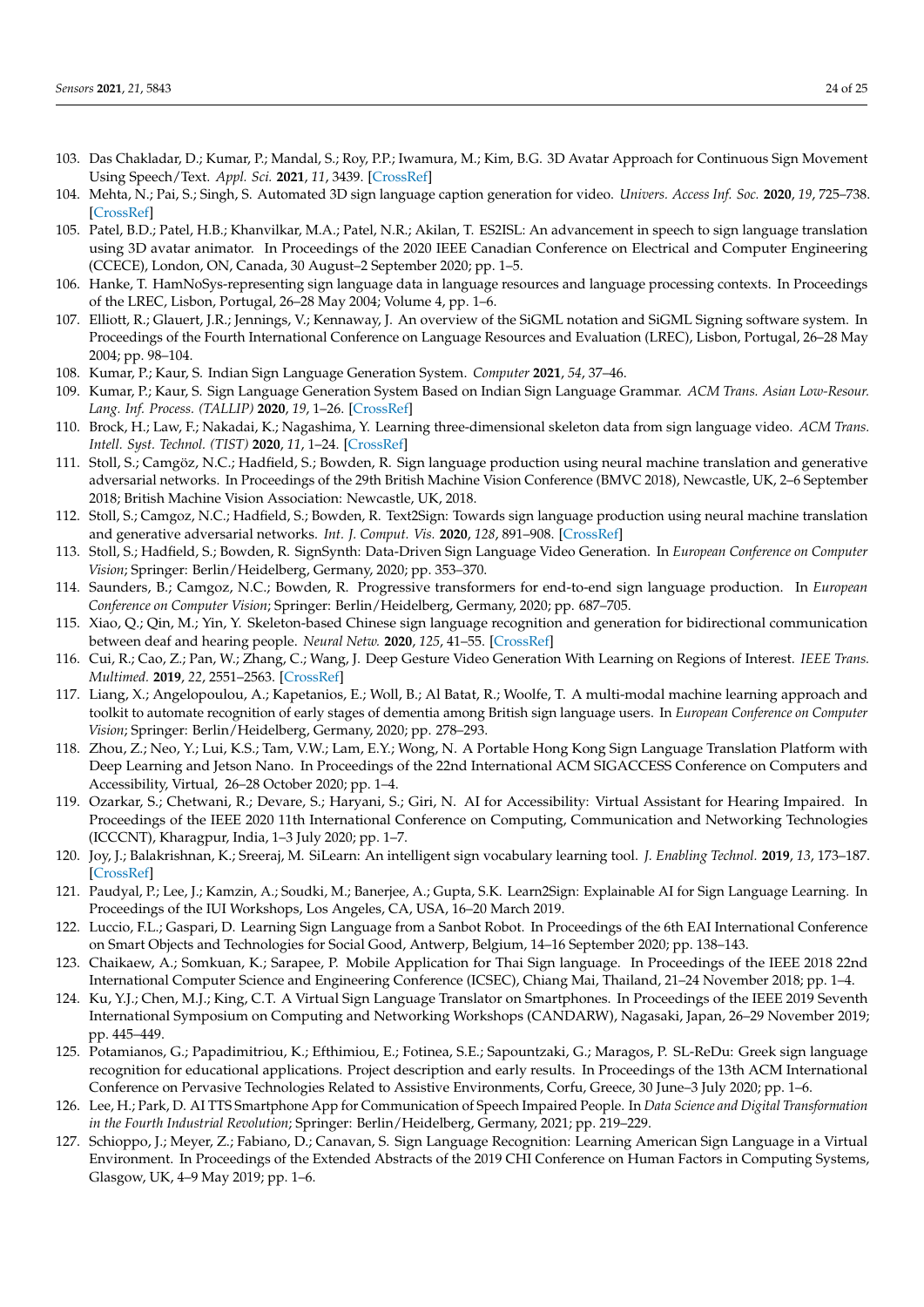103. Das Chakladar, D.; Kumar, P.; Mandal, S.; Roy, P.P.; Iwamura, M.; Kim, B.G. 3D Avatar Approach for Continuous Sign Movement Using Speech/Text. *Appl. Sci.* **2021**, *11*, 3439. [CrossRef]
104. Mehta, N.; Pai, S.; Singh, S. Automated 3D sign language caption generation for video. *Univers. Access Inf. Soc.* **2020**, *19*, 725–738. [CrossRef]
105. Patel, B.D.; Patel, H.B.; Khanvilkar, M.A.; Patel, N.R.; Akilan, T. ES2ISL: An advancement in speech to sign language translation using 3D avatar animator. In Proceedings of the 2020 IEEE Canadian Conference on Electrical and Computer Engineering (CCECE), London, ON, Canada, 30 August–2 September 2020; pp. 1–5.
106. Hanke, T. HamNoSys-representing sign language data in language resources and language processing contexts. In Proceedings of the LREC, Lisbon, Portugal, 26–28 May 2004; Volume 4, pp. 1–6.
107. Elliott, R.; Glauert, J.R.; Jennings, V.; Kennaway, J. An overview of the SiGML notation and SiGML Signing software system. In Proceedings of the Fourth International Conference on Language Resources and Evaluation (LREC), Lisbon, Portugal, 26–28 May 2004; pp. 98–104.
108. Kumar, P.; Kaur, S. Indian Sign Language Generation System. *Computer* **2021**, *54*, 37–46.
109. Kumar, P.; Kaur, S. Sign Language Generation System Based on Indian Sign Language Grammar. *ACM Trans. Asian Low-Resour. Lang. Inf. Process. (TALLIP)* **2020**, *19*, 1–26. [CrossRef]
110. Brock, H.; Law, F.; Nakadai, K.; Nagashima, Y. Learning three-dimensional skeleton data from sign language video. *ACM Trans. Intell. Syst. Technol. (TIST)* **2020**, *11*, 1–24. [CrossRef]
111. Stoll, S.; Camgöz, N.C.; Hadfield, S.; Bowden, R. Sign language production using neural machine translation and generative adversarial networks. In Proceedings of the 29th British Machine Vision Conference (BMVC 2018), Newcastle, UK, 2–6 September 2018; British Machine Vision Association: Newcastle, UK, 2018.
112. Stoll, S.; Camgoz, N.C.; Hadfield, S.; Bowden, R. Text2Sign: Towards sign language production using neural machine translation and generative adversarial networks. *Int. J. Comput. Vis.* **2020**, *128*, 891–908. [CrossRef]
113. Stoll, S.; Hadfield, S.; Bowden, R. SignSynth: Data-Driven Sign Language Video Generation. In *European Conference on Computer Vision*; Springer: Berlin/Heidelberg, Germany, 2020; pp. 353–370.
114. Saunders, B.; Camgoz, N.C.; Bowden, R. Progressive transformers for end-to-end sign language production. In *European Conference on Computer Vision*; Springer: Berlin/Heidelberg, Germany, 2020; pp. 687–705.
115. Xiao, Q.; Qin, M.; Yin, Y. Skeleton-based Chinese sign language recognition and generation for bidirectional communication between deaf and hearing people. *Neural Netw.* **2020**, *125*, 41–55. [CrossRef]
116. Cui, R.; Cao, Z.; Pan, W.; Zhang, C.; Wang, J. Deep Gesture Video Generation With Learning on Regions of Interest. *IEEE Trans. Multimed.* **2019**, *22*, 2551–2563. [CrossRef]
117. Liang, X.; Angelopoulou, A.; Kapetanios, E.; Woll, B.; Al Batat, R.; Woolfe, T. A multi-modal machine learning approach and toolkit to automate recognition of early stages of dementia among British sign language users. In *European Conference on Computer Vision*; Springer: Berlin/Heidelberg, Germany, 2020; pp. 278–293.
118. Zhou, Z.; Neo, Y.; Lui, K.S.; Tam, V.W.; Lam, E.Y.; Wong, N. A Portable Hong Kong Sign Language Translation Platform with Deep Learning and Jetson Nano. In Proceedings of the 22nd International ACM SIGACCESS Conference on Computers and Accessibility, Virtual, 26–28 October 2020; pp. 1–4.
119. Ozarkar, S.; Chetwani, R.; Devare, S.; Haryani, S.; Giri, N. AI for Accessibility: Virtual Assistant for Hearing Impaired. In Proceedings of the IEEE 2020 11th International Conference on Computing, Communication and Networking Technologies (ICCCNT), Kharagpur, India, 1–3 July 2020; pp. 1–7.
120. Joy, J.; Balakrishnan, K.; Sreeraj, M. SiLearn: An intelligent sign vocabulary learning tool. *J. Enabling Technol.* **2019**, *13*, 173–187. [CrossRef]
121. Paudyal, P.; Lee, J.; Kamzin, A.; Soudki, M.; Banerjee, A.; Gupta, S.K. Learn2Sign: Explainable AI for Sign Language Learning. In Proceedings of the IUI Workshops, Los Angeles, CA, USA, 16–20 March 2019.
122. Luccio, F.L.; Gaspari, D. Learning Sign Language from a Sanbot Robot. In Proceedings of the 6th EAI International Conference on Smart Objects and Technologies for Social Good, Antwerp, Belgium, 14–16 September 2020; pp. 138–143.
123. Chaikaew, A.; Somkuan, K.; Sarapee, P. Mobile Application for Thai Sign language. In Proceedings of the IEEE 2018 22nd International Computer Science and Engineering Conference (ICSEC), Chiang Mai, Thailand, 21–24 November 2018; pp. 1–4.
124. Ku, Y.J.; Chen, M.J.; King, C.T. A Virtual Sign Language Translator on Smartphones. In Proceedings of the IEEE 2019 Seventh International Symposium on Computing and Networking Workshops (CANDARW), Nagasaki, Japan, 26–29 November 2019; pp. 445–449.
125. Potamianos, G.; Papadimitriou, K.; Efthimiou, E.; Fotinea, S.E.; Sapountzaki, G.; Maragos, P. SL-ReDu: Greek sign language recognition for educational applications. Project description and early results. In Proceedings of the 13th ACM International Conference on Pervasive Technologies Related to Assistive Environments, Corfu, Greece, 30 June–3 July 2020; pp. 1–6.
126. Lee, H.; Park, D. AI TTS Smartphone App for Communication of Speech Impaired People. In *Data Science and Digital Transformation in the Fourth Industrial Revolution*; Springer: Berlin/Heidelberg, Germany, 2021; pp. 219–229.
127. Schioppo, J.; Meyer, Z.; Fabiano, D.; Canavan, S. Sign Language Recognition: Learning American Sign Language in a Virtual Environment. In Proceedings of the Extended Abstracts of the 2019 CHI Conference on Human Factors in Computing Systems, Glasgow, UK, 4–9 May 2019; pp. 1–6.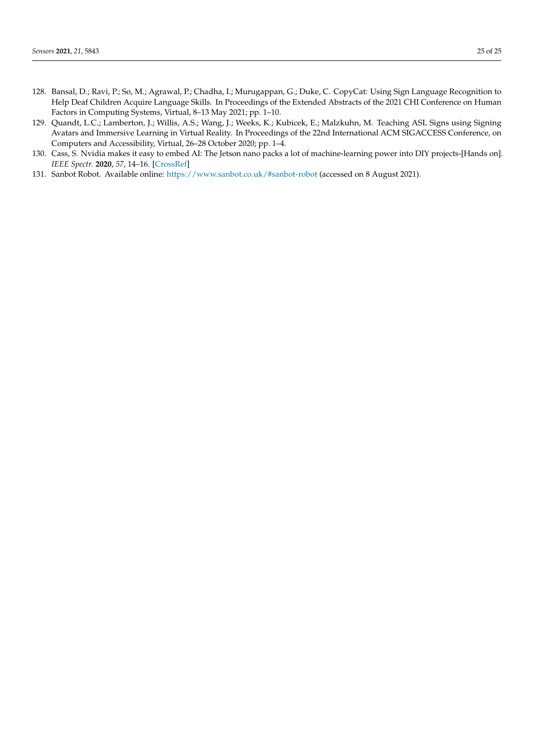128. Bansal, D.; Ravi, P.; So, M.; Agrawal, P.; Chadha, I.; Murugappan, G.; Duke, C. CopyCat: Using Sign Language Recognition to Help Deaf Children Acquire Language Skills. In Proceedings of the Extended Abstracts of the 2021 CHI Conference on Human Factors in Computing Systems, Virtual, 8–13 May 2021; pp. 1–10.
129. Quandt, L.C.; Lamberton, J.; Willis, A.S.; Wang, J.; Weeks, K.; Kubicek, E.; Malzkuhn, M. Teaching ASL Signs using Signing Avatars and Immersive Learning in Virtual Reality. In Proceedings of the 22nd International ACM SIGACCESS Conference, on Computers and Accessibility, Virtual, 26–28 October 2020; pp. 1–4.
130. Cass, S. Nvidia makes it easy to embed AI: The Jetson nano packs a lot of machine-learning power into DIY projects-[Hands on]. *IEEE Spectr.* **2020**, *57*, 14–16. [CrossRef]
131. Sanbot Robot. Available online: https://www.sanbot.co.uk/#sanbot-robot (accessed on 8 August 2021).